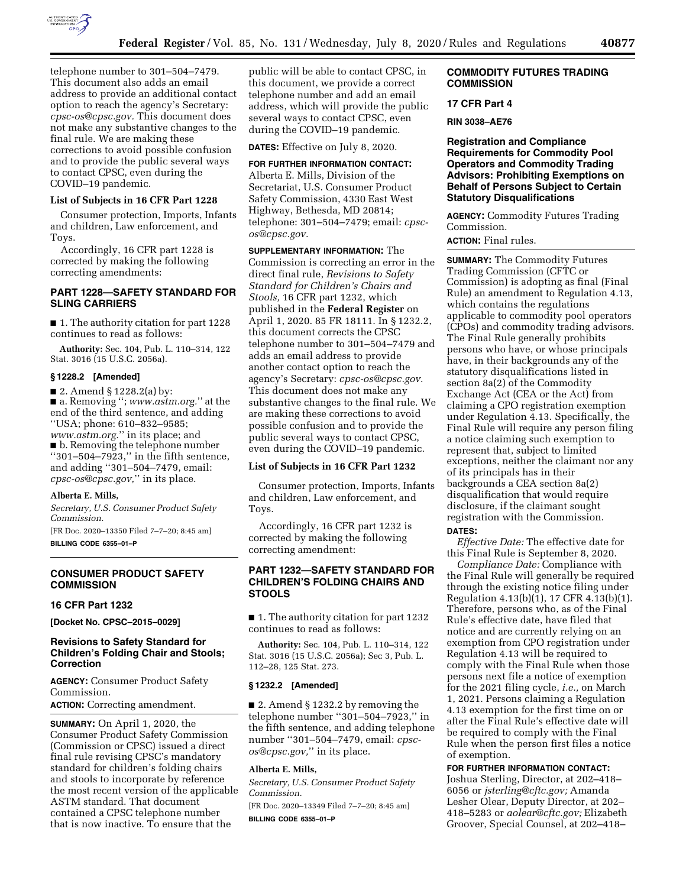telephone number to 301–504–7479. This document also adds an email address to provide an additional contact option to reach the agency's Secretary: *cpsc-os@cpsc.gov.* This document does not make any substantive changes to the final rule. We are making these corrections to avoid possible confusion and to provide the public several ways to contact CPSC, even during the COVID–19 pandemic.

**List of Subjects in 16 CFR Part 1228**

Consumer protection, Imports, Infants and children, Law enforcement, and Toys.

Accordingly, 16 CFR part 1228 is corrected by making the following correcting amendments:

## PART 1228—SAFETY STANDARD FOR SLING CARRIERS

■ 1. The authority citation for part 1228 continues to read as follows:

**Authority:** Sec. 104, Pub. L. 110–314, 122 Stat. 3016 (15 U.S.C. 2056a).

**§ 1228.2 [Amended]**

■ 2. Amend § 1228.2(a) by:

■ a. Removing ''; *www.astm.org.*'' at the end of the third sentence, and adding ''USA; phone: 610–832–9585; *www.astm.org.*'' in its place; and

■ b. Removing the telephone number ''301–504–7923,'' in the fifth sentence, and adding ''301–504–7479, email: *cpsc-os@cpsc.gov,*'' in its place.

**Alberta E. Mills,**

*Secretary, U.S. Consumer Product Safety Commission.*

[FR Doc. 2020–13350 Filed 7–7–20; 8:45 am]

**BILLING CODE 6355–01–P**

---

## CONSUMER PRODUCT SAFETY COMMISSION

### 16 CFR Part 1232

**[Docket No. CPSC–2015–0029]**

### Revisions to Safety Standard for Children's Folding Chair and Stools; Correction

**AGENCY:** Consumer Product Safety Commission.

**ACTION:** Correcting amendment.

**SUMMARY:** On April 1, 2020, the Consumer Product Safety Commission (Commission or CPSC) issued a direct final rule revising CPSC's mandatory standard for children's folding chairs and stools to incorporate by reference the most recent version of the applicable ASTM standard. That document contained a CPSC telephone number that is now inactive. To ensure that the public will be able to contact CPSC, in this document, we provide a correct telephone number and add an email address, which will provide the public several ways to contact CPSC, even during the COVID–19 pandemic.

**DATES:** Effective on July 8, 2020.

**FOR FURTHER INFORMATION CONTACT:** Alberta E. Mills, Division of the Secretariat, U.S. Consumer Product Safety Commission, 4330 East West Highway, Bethesda, MD 20814; telephone: 301–504–7479; email: *cpsc-os@cpsc.gov.*

**SUPPLEMENTARY INFORMATION:** The Commission is correcting an error in the direct final rule, *Revisions to Safety Standard for Children's Chairs and Stools,* 16 CFR part 1232, which published in the **Federal Register** on April 1, 2020. 85 FR 18111. In § 1232.2, this document corrects the CPSC telephone number to 301–504–7479 and adds an email address to provide another contact option to reach the agency's Secretary: *cpsc-os@cpsc.gov.* This document does not make any substantive changes to the final rule. We are making these corrections to avoid possible confusion and to provide the public several ways to contact CPSC, even during the COVID–19 pandemic.

**List of Subjects in 16 CFR Part 1232**

Consumer protection, Imports, Infants and children, Law enforcement, and Toys.

Accordingly, 16 CFR part 1232 is corrected by making the following correcting amendment:

## PART 1232—SAFETY STANDARD FOR CHILDREN'S FOLDING CHAIRS AND STOOLS

■ 1. The authority citation for part 1232 continues to read as follows:

**Authority:** Sec. 104, Pub. L. 110–314, 122 Stat. 3016 (15 U.S.C. 2056a); Sec 3, Pub. L. 112–28, 125 Stat. 273.

**§ 1232.2 [Amended]**

■ 2. Amend § 1232.2 by removing the telephone number ''301–504–7923,'' in the fifth sentence, and adding telephone number ''301–504–7479, email: *cpsc-os@cpsc.gov,*'' in its place.

**Alberta E. Mills,**

*Secretary, U.S. Consumer Product Safety Commission.*

[FR Doc. 2020–13349 Filed 7–7–20; 8:45 am]

**BILLING CODE 6355–01–P**

---

## COMMODITY FUTURES TRADING COMMISSION

### 17 CFR Part 4

**RIN 3038–AE76**

### Registration and Compliance Requirements for Commodity Pool Operators and Commodity Trading Advisors: Prohibiting Exemptions on Behalf of Persons Subject to Certain Statutory Disqualifications

**AGENCY:** Commodity Futures Trading Commission.

**ACTION:** Final rules.

**SUMMARY:** The Commodity Futures Trading Commission (CFTC or Commission) is adopting as final (Final Rule) an amendment to Regulation 4.13, which contains the regulations applicable to commodity pool operators (CPOs) and commodity trading advisors. The Final Rule generally prohibits persons who have, or whose principals have, in their backgrounds any of the statutory disqualifications listed in section 8a(2) of the Commodity Exchange Act (CEA or the Act) from claiming a CPO registration exemption under Regulation 4.13. Specifically, the Final Rule will require any person filing a notice claiming such exemption to represent that, subject to limited exceptions, neither the claimant nor any of its principals has in their backgrounds a CEA section 8a(2) disqualification that would require disclosure, if the claimant sought registration with the Commission.

**DATES:**

*Effective Date:* The effective date for this Final Rule is September 8, 2020.

*Compliance Date:* Compliance with the Final Rule will generally be required through the existing notice filing under Regulation 4.13(b)(1), 17 CFR 4.13(b)(1). Therefore, persons who, as of the Final Rule's effective date, have filed that notice and are currently relying on an exemption from CPO registration under Regulation 4.13 will be required to comply with the Final Rule when those persons next file a notice of exemption for the 2021 filing cycle, *i.e.,* on March 1, 2021. Persons claiming a Regulation 4.13 exemption for the first time on or after the Final Rule's effective date will be required to comply with the Final Rule when the person first files a notice of exemption.

**FOR FURTHER INFORMATION CONTACT:** Joshua Sterling, Director, at 202–418–6056 or *jsterling@cftc.gov;* Amanda Lesher Olear, Deputy Director, at 202–418–5283 or *aolear@cftc.gov;* Elizabeth Groover, Special Counsel, at 202–418–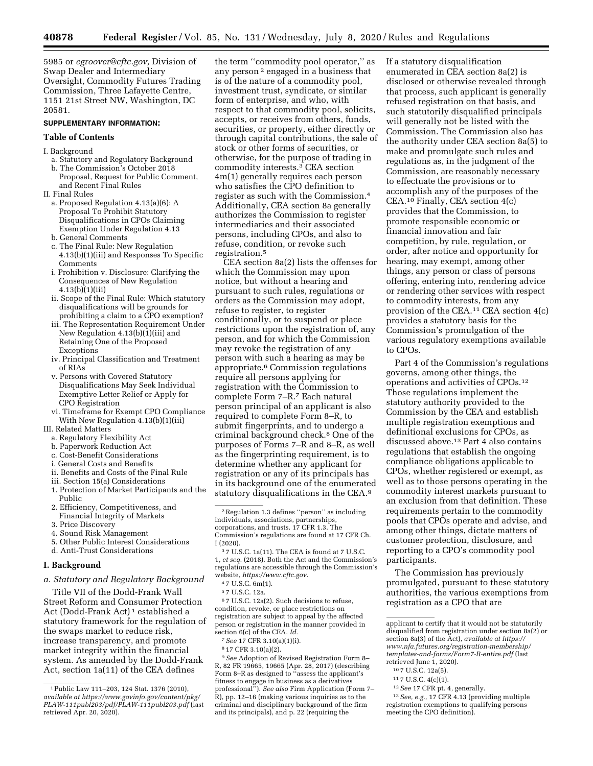5985 or *egroover@cftc.gov,* Division of Swap Dealer and Intermediary Oversight, Commodity Futures Trading Commission, Three Lafayette Centre, 1151 21st Street NW, Washington, DC 20581.

**SUPPLEMENTARY INFORMATION:**

**Table of Contents**

I. Background
  a. Statutory and Regulatory Background
  b. The Commission's October 2018 Proposal, Request for Public Comment, and Recent Final Rules
II. Final Rules
  a. Proposed Regulation 4.13(a)(6): A Proposal To Prohibit Statutory Disqualifications in CPOs Claiming Exemption Under Regulation 4.13
  b. General Comments
  c. The Final Rule: New Regulation 4.13(b)(1)(iii) and Responses To Specific Comments
  i. Prohibition v. Disclosure: Clarifying the Consequences of New Regulation 4.13(b)(1)(iii)
  ii. Scope of the Final Rule: Which statutory disqualifications will be grounds for prohibiting a claim to a CPO exemption?
  iii. The Representation Requirement Under New Regulation 4.13(b)(1)(iii) and Retaining One of the Proposed Exceptions
  iv. Principal Classification and Treatment of RIAs
  v. Persons with Covered Statutory Disqualifications May Seek Individual Exemptive Letter Relief or Apply for CPO Registration
  vi. Timeframe for Exempt CPO Compliance With New Regulation 4.13(b)(1)(iii)
III. Related Matters
  a. Regulatory Flexibility Act
  b. Paperwork Reduction Act
  c. Cost-Benefit Considerations
  i. General Costs and Benefits
  ii. Benefits and Costs of the Final Rule
  iii. Section 15(a) Considerations
  1. Protection of Market Participants and the Public
  2. Efficiency, Competitiveness, and Financial Integrity of Markets
  3. Price Discovery
  4. Sound Risk Management
  5. Other Public Interest Considerations
  d. Anti-Trust Considerations

## I. Background

### *a. Statutory and Regulatory Background*

Title VII of the Dodd-Frank Wall Street Reform and Consumer Protection Act (Dodd-Frank Act) [1] established a statutory framework for the regulation of the swaps market to reduce risk, increase transparency, and promote market integrity within the financial system. As amended by the Dodd-Frank Act, section 1a(11) of the CEA defines the term ''commodity pool operator,'' as any person [2] engaged in a business that is of the nature of a commodity pool, investment trust, syndicate, or similar form of enterprise, and who, with respect to that commodity pool, solicits, accepts, or receives from others, funds, securities, or property, either directly or through capital contributions, the sale of stock or other forms of securities, or otherwise, for the purpose of trading in commodity interests.[3] CEA section 4m(1) generally requires each person who satisfies the CPO definition to register as such with the Commission.[4] Additionally, CEA section 8a generally authorizes the Commission to register intermediaries and their associated persons, including CPOs, and also to refuse, condition, or revoke such registration.[5]

CEA section 8a(2) lists the offenses for which the Commission may upon notice, but without a hearing and pursuant to such rules, regulations or orders as the Commission may adopt, refuse to register, to register conditionally, or to suspend or place restrictions upon the registration of, any person, and for which the Commission may revoke the registration of any person with such a hearing as may be appropriate.[6] Commission regulations require all persons applying for registration with the Commission to complete Form 7–R.[7] Each natural person principal of an applicant is also required to complete Form 8–R, to submit fingerprints, and to undergo a criminal background check.[8] One of the purposes of Forms 7–R and 8–R, as well as the fingerprinting requirement, is to determine whether any applicant for registration or any of its principals has in its background one of the enumerated statutory disqualifications in the CEA.[9] If a statutory disqualification enumerated in CEA section 8a(2) is disclosed or otherwise revealed through that process, such applicant is generally refused registration on that basis, and such statutorily disqualified principals will generally not be listed with the Commission. The Commission also has the authority under CEA section 8a(5) to make and promulgate such rules and regulations as, in the judgment of the Commission, are reasonably necessary to effectuate the provisions or to accomplish any of the purposes of the CEA.[10] Finally, CEA section 4(c) provides that the Commission, to promote responsible economic or financial innovation and fair competition, by rule, regulation, or order, after notice and opportunity for hearing, may exempt, among other things, any person or class of persons offering, entering into, rendering advice or rendering other services with respect to commodity interests, from any provision of the CEA.[11] CEA section 4(c) provides a statutory basis for the Commission's promulgation of the various regulatory exemptions available to CPOs.

Part 4 of the Commission's regulations governs, among other things, the operations and activities of CPOs.[12] Those regulations implement the statutory authority provided to the Commission by the CEA and establish multiple registration exemptions and definitional exclusions for CPOs, as discussed above.[13] Part 4 also contains regulations that establish the ongoing compliance obligations applicable to CPOs, whether registered or exempt, as well as to those persons operating in the commodity interest markets pursuant to an exclusion from that definition. These requirements pertain to the commodity pools that CPOs operate and advise, and among other things, dictate matters of customer protection, disclosure, and reporting to a CPO's commodity pool participants.

The Commission has previously promulgated, pursuant to these statutory authorities, the various exemptions from registration as a CPO that are

---

[1] Public Law 111–203, 124 Stat. 1376 (2010), *available at https://www.govinfo.gov/content/pkg/PLAW-111publ203/pdf/PLAW-111publ203.pdf* (last retrieved Apr. 20, 2020).

[2] Regulation 1.3 defines ''person'' as including individuals, associations, partnerships, corporations, and trusts. 17 CFR 1.3. The Commission's regulations are found at 17 CFR Ch. I (2020).

[3] 7 U.S.C. 1a(11). The CEA is found at 7 U.S.C. 1, *et seq.* (2018). Both the Act and the Commission's regulations are accessible through the Commission's website, *https://www.cftc.gov.*

[4] 7 U.S.C. 6m(1).

[5] 7 U.S.C. 12a.

[6] 7 U.S.C. 12a(2). Such decisions to refuse, condition, revoke, or place restrictions on registration are subject to appeal by the affected person or registration in the manner provided in section 6(c) of the CEA. *Id.*

[7] *See* 17 CFR 3.10(a)(1)(i).

[8] 17 CFR 3.10(a)(2).

[9] *See* Adoption of Revised Registration Form 8–R, 82 FR 19665, 19665 (Apr. 28, 2017) (describing Form 8–R as designed to ''assess the applicant's fitness to engage in business as a derivatives professional''). *See also* Firm Application (Form 7–R), pp. 12–16 (making various inquiries as to the criminal and disciplinary background of the firm and its principals), and p. 22 (requiring the applicant to certify that it would not be statutorily disqualified from registration under section 8a(2) or section 8a(3) of the Act), *available at https://www.nfa.futures.org/registration-membership/templates-and-forms/Form7-R-entire.pdf* (last retrieved June 1, 2020).

[10] 7 U.S.C. 12a(5).

[11] 7 U.S.C. 4(c)(1).

[12] *See* 17 CFR pt. 4, generally.

[13] *See, e.g.,* 17 CFR 4.13 (providing multiple registration exemptions to qualifying persons meeting the CPO definition).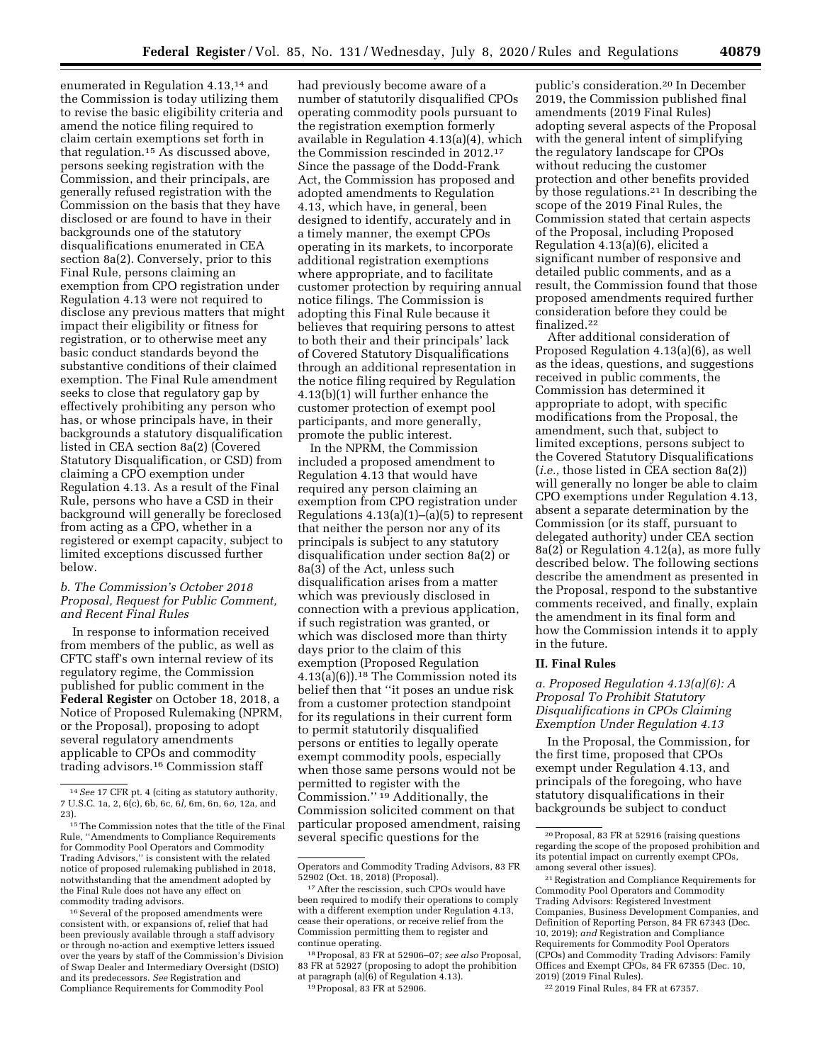enumerated in Regulation 4.13,[14] and the Commission is today utilizing them to revise the basic eligibility criteria and amend the notice filing required to claim certain exemptions set forth in that regulation.[15] As discussed above, persons seeking registration with the Commission, and their principals, are generally refused registration with the Commission on the basis that they have disclosed or are found to have in their backgrounds one of the statutory disqualifications enumerated in CEA section 8a(2). Conversely, prior to this Final Rule, persons claiming an exemption from CPO registration under Regulation 4.13 were not required to disclose any previous matters that might impact their eligibility or fitness for registration, or to otherwise meet any basic conduct standards beyond the substantive conditions of their claimed exemption. The Final Rule amendment seeks to close that regulatory gap by effectively prohibiting any person who has, or whose principals have, in their backgrounds a statutory disqualification listed in CEA section 8a(2) (Covered Statutory Disqualification, or CSD) from claiming a CPO exemption under Regulation 4.13. As a result of the Final Rule, persons who have a CSD in their background will generally be foreclosed from acting as a CPO, whether in a registered or exempt capacity, subject to limited exceptions discussed further below.

### *b. The Commission's October 2018 Proposal, Request for Public Comment, and Recent Final Rules*

In response to information received from members of the public, as well as CFTC staff's own internal review of its regulatory regime, the Commission published for public comment in the **Federal Register** on October 18, 2018, a Notice of Proposed Rulemaking (NPRM, or the Proposal), proposing to adopt several regulatory amendments applicable to CPOs and commodity trading advisors.[16] Commission staff had previously become aware of a number of statutorily disqualified CPOs operating commodity pools pursuant to the registration exemption formerly available in Regulation 4.13(a)(4), which the Commission rescinded in 2012.[17] Since the passage of the Dodd-Frank Act, the Commission has proposed and adopted amendments to Regulation 4.13, which have, in general, been designed to identify, accurately and in a timely manner, the exempt CPOs operating in its markets, to incorporate additional registration exemptions where appropriate, and to facilitate customer protection by requiring annual notice filings. The Commission is adopting this Final Rule because it believes that requiring persons to attest to both their and their principals' lack of Covered Statutory Disqualifications through an additional representation in the notice filing required by Regulation 4.13(b)(1) will further enhance the customer protection of exempt pool participants, and more generally, promote the public interest.

In the NPRM, the Commission included a proposed amendment to Regulation 4.13 that would have required any person claiming an exemption from CPO registration under Regulations 4.13(a)(1)–(a)(5) to represent that neither the person nor any of its principals is subject to any statutory disqualification under section 8a(2) or 8a(3) of the Act, unless such disqualification arises from a matter which was previously disclosed in connection with a previous application, if such registration was granted, or which was disclosed more than thirty days prior to the claim of this exemption (Proposed Regulation 4.13(a)(6)).[18] The Commission noted its belief then that "it poses an undue risk from a customer protection standpoint for its regulations in their current form to permit statutorily disqualified persons or entities to legally operate exempt commodity pools, especially when those same persons would not be permitted to register with the Commission."[19] Additionally, the Commission solicited comment on that particular proposed amendment, raising several specific questions for the public's consideration.[20] In December 2019, the Commission published final amendments (2019 Final Rules) adopting several aspects of the Proposal with the general intent of simplifying the regulatory landscape for CPOs without reducing the customer protection and other benefits provided by those regulations.[21] In describing the scope of the 2019 Final Rules, the Commission stated that certain aspects of the Proposal, including Proposed Regulation 4.13(a)(6), elicited a significant number of responsive and detailed public comments, and as a result, the Commission found that those proposed amendments required further consideration before they could be finalized.[22]

After additional consideration of Proposed Regulation 4.13(a)(6), as well as the ideas, questions, and suggestions received in public comments, the Commission has determined it appropriate to adopt, with specific modifications from the Proposal, the amendment, such that, subject to limited exceptions, persons subject to the Covered Statutory Disqualifications (*i.e.,* those listed in CEA section 8a(2)) will generally no longer be able to claim CPO exemptions under Regulation 4.13, absent a separate determination by the Commission (or its staff, pursuant to delegated authority) under CEA section 8a(2) or Regulation 4.12(a), as more fully described below. The following sections describe the amendment as presented in the Proposal, respond to the substantive comments received, and finally, explain the amendment in its final form and how the Commission intends it to apply in the future.

## II. Final Rules

### *a. Proposed Regulation 4.13(a)(6): A Proposal To Prohibit Statutory Disqualifications in CPOs Claiming Exemption Under Regulation 4.13*

In the Proposal, the Commission, for the first time, proposed that CPOs exempt under Regulation 4.13, and principals of the foregoing, who have statutory disqualifications in their backgrounds be subject to conduct

---

[14] *See* 17 CFR pt. 4 (citing as statutory authority, 7 U.S.C. 1a, 2, 6(c), 6b, 6c, 6*l*, 6m, 6n, 6*o*, 12a, and 23).

[15] The Commission notes that the title of the Final Rule, "Amendments to Compliance Requirements for Commodity Pool Operators and Commodity Trading Advisors," is consistent with the related notice of proposed rulemaking published in 2018, notwithstanding that the amendment adopted by the Final Rule does not have any effect on commodity trading advisors.

[16] Several of the proposed amendments were consistent with, or expansions of, relief that had been previously available through a staff advisory or through no-action and exemptive letters issued over the years by staff of the Commission's Division of Swap Dealer and Intermediary Oversight (DSIO) and its predecessors. *See* Registration and Compliance Requirements for Commodity Pool Operators and Commodity Trading Advisors, 83 FR 52902 (Oct. 18, 2018) (Proposal).

[17] After the rescission, such CPOs would have been required to modify their operations to comply with a different exemption under Regulation 4.13, cease their operations, or receive relief from the Commission permitting them to register and continue operating.

[18] Proposal, 83 FR at 52906–07; *see also* Proposal, 83 FR at 52927 (proposing to adopt the prohibition at paragraph (a)(6) of Regulation 4.13).

[19] Proposal, 83 FR at 52906.

[20] Proposal, 83 FR at 52916 (raising questions regarding the scope of the proposed prohibition and its potential impact on currently exempt CPOs, among several other issues).

[21] Registration and Compliance Requirements for Commodity Pool Operators and Commodity Trading Advisors: Registered Investment Companies, Business Development Companies, and Definition of Reporting Person, 84 FR 67343 (Dec. 10, 2019); *and* Registration and Compliance Requirements for Commodity Pool Operators (CPOs) and Commodity Trading Advisors: Family Offices and Exempt CPOs, 84 FR 67355 (Dec. 10, 2019) (2019 Final Rules).

[22] 2019 Final Rules, 84 FR at 67357.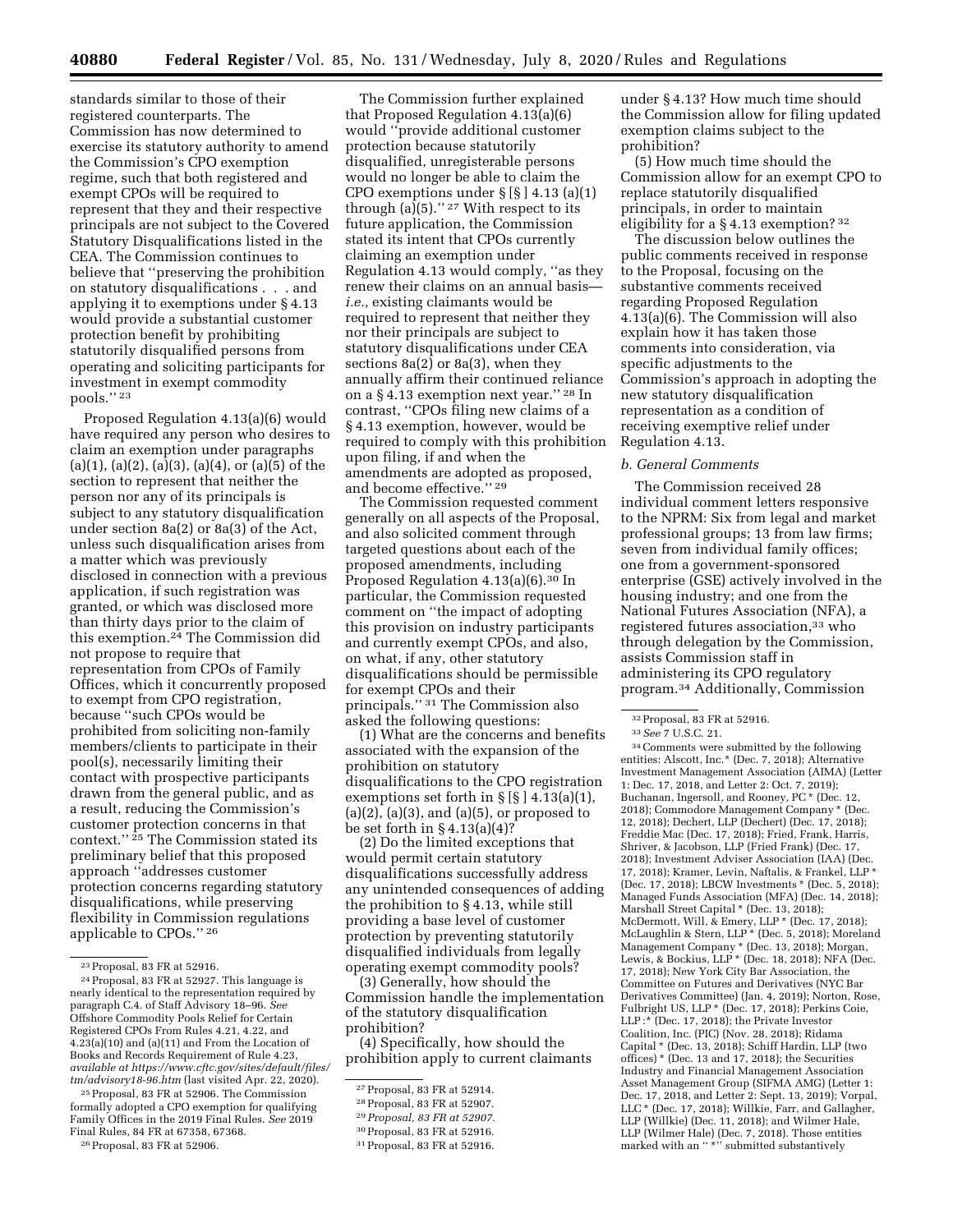standards similar to those of their registered counterparts. The Commission has now determined to exercise its statutory authority to amend the Commission's CPO exemption regime, such that both registered and exempt CPOs will be required to represent that they and their respective principals are not subject to the Covered Statutory Disqualifications listed in the CEA. The Commission continues to believe that "preserving the prohibition on statutory disqualifications . . . and applying it to exemptions under § 4.13 would provide a substantial customer protection benefit by prohibiting statutorily disqualified persons from operating and soliciting participants for investment in exempt commodity pools." [23]

Proposed Regulation 4.13(a)(6) would have required any person who desires to claim an exemption under paragraphs (a)(1), (a)(2), (a)(3), (a)(4), or (a)(5) of the section to represent that neither the person nor any of its principals is subject to any statutory disqualification under section 8a(2) or 8a(3) of the Act, unless such disqualification arises from a matter which was previously disclosed in connection with a previous application, if such registration was granted, or which was disclosed more than thirty days prior to the claim of this exemption.[24] The Commission did not propose to require that representation from CPOs of Family Offices, which it concurrently proposed to exempt from CPO registration, because "such CPOs would be prohibited from soliciting non-family members/clients to participate in their pool(s), necessarily limiting their contact with prospective participants drawn from the general public, and as a result, reducing the Commission's customer protection concerns in that context." [25] The Commission stated its preliminary belief that this proposed approach "addresses customer protection concerns regarding statutory disqualifications, while preserving flexibility in Commission regulations applicable to CPOs." [26]

The Commission further explained that Proposed Regulation 4.13(a)(6) would "provide additional customer protection because statutorily disqualified, unregisterable persons would no longer be able to claim the CPO exemptions under § [§ ] 4.13 (a)(1) through (a)(5)." [27] With respect to its future application, the Commission stated its intent that CPOs currently claiming an exemption under Regulation 4.13 would comply, "as they renew their claims on an annual basis—*i.e.,* existing claimants would be required to represent that neither they nor their principals are subject to statutory disqualifications under CEA sections 8a(2) or 8a(3), when they annually affirm their continued reliance on a § 4.13 exemption next year." [28] In contrast, "CPOs filing new claims of a § 4.13 exemption, however, would be required to comply with this prohibition upon filing, if and when the amendments are adopted as proposed, and become effective." [29]

The Commission requested comment generally on all aspects of the Proposal, and also solicited comment through targeted questions about each of the proposed amendments, including Proposed Regulation 4.13(a)(6).[30] In particular, the Commission requested comment on "the impact of adopting this provision on industry participants and currently exempt CPOs, and also, on what, if any, other statutory disqualifications should be permissible for exempt CPOs and their principals." [31] The Commission also asked the following questions:

(1) What are the concerns and benefits associated with the expansion of the prohibition on statutory disqualifications to the CPO registration exemptions set forth in § [§ ] 4.13(a)(1), (a)(2), (a)(3), and (a)(5), or proposed to be set forth in § 4.13(a)(4)?

(2) Do the limited exceptions that would permit certain statutory disqualifications successfully address any unintended consequences of adding the prohibition to § 4.13, while still providing a base level of customer protection by preventing statutorily disqualified individuals from legally operating exempt commodity pools?

(3) Generally, how should the Commission handle the implementation of the statutory disqualification prohibition?

(4) Specifically, how should the prohibition apply to current claimants under § 4.13? How much time should the Commission allow for filing updated exemption claims subject to the prohibition?

(5) How much time should the Commission allow for an exempt CPO to replace statutorily disqualified principals, in order to maintain eligibility for a § 4.13 exemption? [32]

The discussion below outlines the public comments received in response to the Proposal, focusing on the substantive comments received regarding Proposed Regulation 4.13(a)(6). The Commission will also explain how it has taken those comments into consideration, via specific adjustments to the Commission's approach in adopting the new statutory disqualification representation as a condition of receiving exemptive relief under Regulation 4.13.

### *b. General Comments*

The Commission received 28 individual comment letters responsive to the NPRM: Six from legal and market professional groups; 13 from law firms; seven from individual family offices; one from a government-sponsored enterprise (GSE) actively involved in the housing industry; and one from the National Futures Association (NFA), a registered futures association,[33] who through delegation by the Commission, assists Commission staff in administering its CPO regulatory program.[34] Additionally, Commission

---

[23] Proposal, 83 FR at 52916.

[24] Proposal, 83 FR at 52927. This language is nearly identical to the representation required by paragraph C.4. of Staff Advisory 18–96. *See* Offshore Commodity Pools Relief for Certain Registered CPOs From Rules 4.21, 4.22, and 4.23(a)(10) and (a)(11) and From the Location of Books and Records Requirement of Rule 4.23, *available at https://www.cftc.gov/sites/default/files/tm/advisory18-96.htm* (last visited Apr. 22, 2020).

[25] Proposal, 83 FR at 52906. The Commission formally adopted a CPO exemption for qualifying Family Offices in the 2019 Final Rules. *See* 2019 Final Rules, 84 FR at 67358, 67368.

[26] Proposal, 83 FR at 52906.

[27] Proposal, 83 FR at 52914.

[28] Proposal, 83 FR at 52907.

[29] *Proposal, 83 FR at 52907.*

[30] Proposal, 83 FR at 52916.

[31] Proposal, 83 FR at 52916.

[32] Proposal, 83 FR at 52916.

[33] *See* 7 U.S.C. 21.

[34] Comments were submitted by the following entities: Alscott, Inc.* (Dec. 7, 2018); Alternative Investment Management Association (AIMA) (Letter 1: Dec. 17, 2018, and Letter 2: Oct. 7, 2019); Buchanan, Ingersoll, and Rooney, PC * (Dec. 12, 2018); Commodore Management Company * (Dec. 12, 2018); Dechert, LLP (Dechert) (Dec. 17, 2018); Freddie Mac (Dec. 17, 2018); Fried, Frank, Harris, Shriver, & Jacobson, LLP (Fried Frank) (Dec. 17, 2018); Investment Adviser Association (IAA) (Dec. 17, 2018); Kramer, Levin, Naftalis, & Frankel, LLP * (Dec. 17, 2018); LBCW Investments * (Dec. 5, 2018); Managed Funds Association (MFA) (Dec. 14, 2018); Marshall Street Capital * (Dec. 13, 2018); McDermott, Will, & Emery, LLP * (Dec. 17, 2018); McLaughlin & Stern, LLP * (Dec. 5, 2018); Moreland Management Company * (Dec. 13, 2018); Morgan, Lewis, & Bockius, LLP * (Dec. 18, 2018); NFA (Dec. 17, 2018); New York City Bar Association, the Committee on Futures and Derivatives (NYC Bar Derivatives Committee) (Jan. 4, 2019); Norton, Rose, Fulbright US, LLP * (Dec. 17, 2018); Perkins Coie, LLP :* (Dec. 17, 2018); the Private Investor Coalition, Inc. (PIC) (Nov. 28, 2018); Ridama Capital * (Dec. 13, 2018); Schiff Hardin, LLP (two offices) * (Dec. 13 and 17, 2018); the Securities Industry and Financial Management Association Asset Management Group (SIFMA AMG) (Letter 1: Dec. 17, 2018, and Letter 2: Sept. 13, 2019); Vorpal, LLC * (Dec. 17, 2018); Willkie, Farr, and Gallagher, LLP (Willkie) (Dec. 11, 2018); and Wilmer Hale, LLP (Wilmer Hale) (Dec. 7, 2018). Those entities marked with an " *" submitted substantively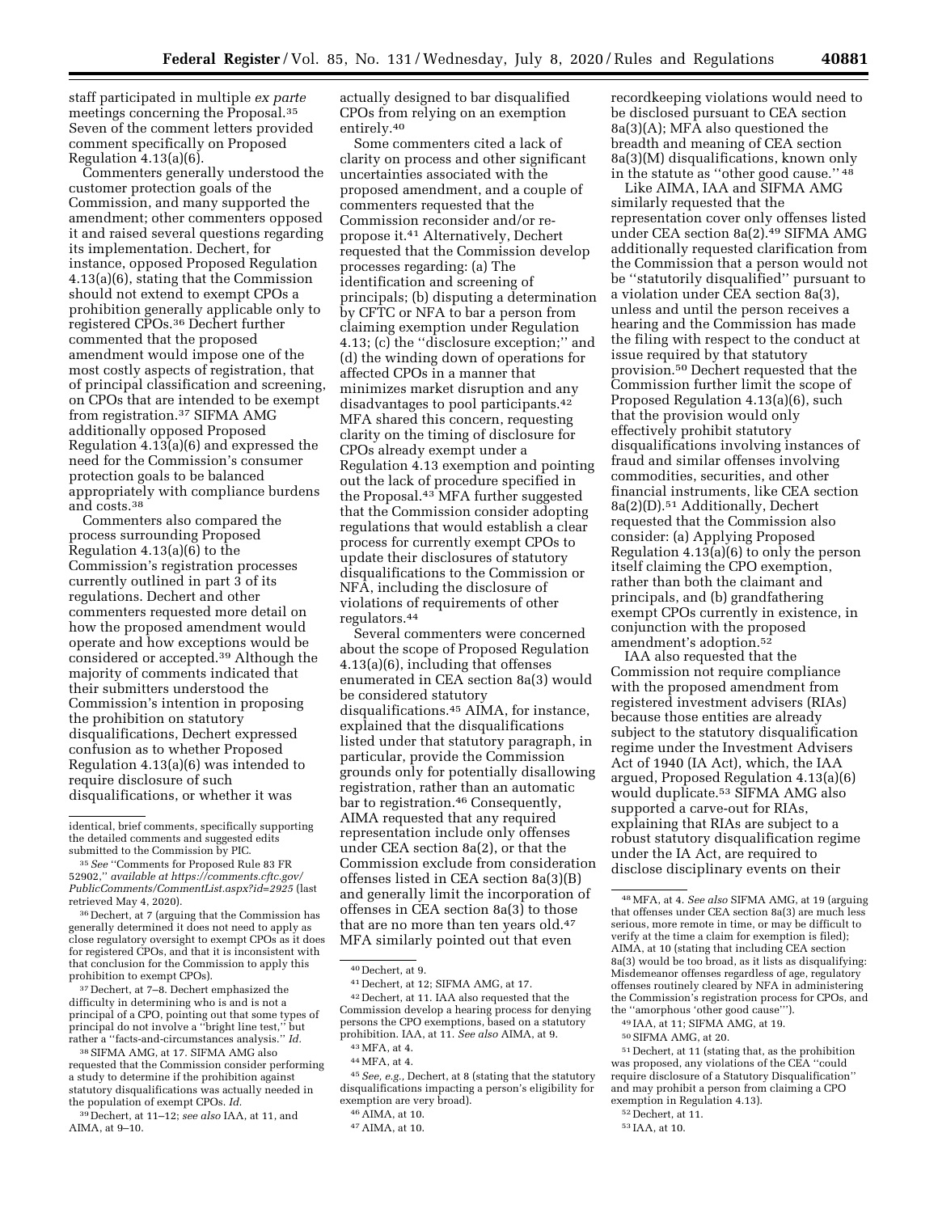staff participated in multiple *ex parte* meetings concerning the Proposal.[35] Seven of the comment letters provided comment specifically on Proposed Regulation 4.13(a)(6).

Commenters generally understood the customer protection goals of the Commission, and many supported the amendment; other commenters opposed it and raised several questions regarding its implementation. Dechert, for instance, opposed Proposed Regulation 4.13(a)(6), stating that the Commission should not extend to exempt CPOs a prohibition generally applicable only to registered CPOs.[36] Dechert further commented that the proposed amendment would impose one of the most costly aspects of registration, that of principal classification and screening, on CPOs that are intended to be exempt from registration.[37] SIFMA AMG additionally opposed Proposed Regulation 4.13(a)(6) and expressed the need for the Commission's consumer protection goals to be balanced appropriately with compliance burdens and costs.[38]

Commenters also compared the process surrounding Proposed Regulation 4.13(a)(6) to the Commission's registration processes currently outlined in part 3 of its regulations. Dechert and other commenters requested more detail on how the proposed amendment would operate and how exceptions would be considered or accepted.[39] Although the majority of comments indicated that their submitters understood the Commission's intention in proposing the prohibition on statutory disqualifications, Dechert expressed confusion as to whether Proposed Regulation 4.13(a)(6) was intended to require disclosure of such disqualifications, or whether it was actually designed to bar disqualified CPOs from relying on an exemption entirely.[40]

Some commenters cited a lack of clarity on process and other significant uncertainties associated with the proposed amendment, and a couple of commenters requested that the Commission reconsider and/or re-propose it.[41] Alternatively, Dechert requested that the Commission develop processes regarding: (a) The identification and screening of principals; (b) disputing a determination by CFTC or NFA to bar a person from claiming exemption under Regulation 4.13; (c) the "disclosure exception;" and (d) the winding down of operations for affected CPOs in a manner that minimizes market disruption and any disadvantages to pool participants.[42] MFA shared this concern, requesting clarity on the timing of disclosure for CPOs already exempt under a Regulation 4.13 exemption and pointing out the lack of procedure specified in the Proposal.[43] MFA further suggested that the Commission consider adopting regulations that would establish a clear process for currently exempt CPOs to update their disclosures of statutory disqualifications to the Commission or NFA, including the disclosure of violations of requirements of other regulators.[44]

Several commenters were concerned about the scope of Proposed Regulation 4.13(a)(6), including that offenses enumerated in CEA section 8a(3) would be considered statutory disqualifications.[45] AIMA, for instance, explained that the disqualifications listed under that statutory paragraph, in particular, provide the Commission grounds only for potentially disallowing registration, rather than an automatic bar to registration.[46] Consequently, AIMA requested that any required representation include only offenses under CEA section 8a(2), or that the Commission exclude from consideration offenses listed in CEA section 8a(3)(B) and generally limit the incorporation of offenses in CEA section 8a(3) to those that are no more than ten years old.[47] MFA similarly pointed out that even recordkeeping violations would need to be disclosed pursuant to CEA section 8a(3)(A); MFA also questioned the breadth and meaning of CEA section 8a(3)(M) disqualifications, known only in the statute as "other good cause."[48]

Like AIMA, IAA and SIFMA AMG similarly requested that the representation cover only offenses listed under CEA section 8a(2).[49] SIFMA AMG additionally requested clarification from the Commission that a person would not be "statutorily disqualified" pursuant to a violation under CEA section 8a(3), unless and until the person receives a hearing and the Commission has made the filing with respect to the conduct at issue required by that statutory provision.[50] Dechert requested that the Commission further limit the scope of Proposed Regulation 4.13(a)(6), such that the provision would only effectively prohibit statutory disqualifications involving instances of fraud and similar offenses involving commodities, securities, and other financial instruments, like CEA section 8a(2)(D).[51] Additionally, Dechert requested that the Commission also consider: (a) Applying Proposed Regulation 4.13(a)(6) to only the person itself claiming the CPO exemption, rather than both the claimant and principals, and (b) grandfathering exempt CPOs currently in existence, in conjunction with the proposed amendment's adoption.[52]

IAA also requested that the Commission not require compliance with the proposed amendment from registered investment advisers (RIAs) because those entities are already subject to the statutory disqualification regime under the Investment Advisers Act of 1940 (IA Act), which, the IAA argued, Proposed Regulation 4.13(a)(6) would duplicate.[53] SIFMA AMG also supported a carve-out for RIAs, explaining that RIAs are subject to a robust statutory disqualification regime under the IA Act, are required to disclose disciplinary events on their

---

identical, brief comments, specifically supporting the detailed comments and suggested edits submitted to the Commission by PIC.

[35] *See* "Comments for Proposed Rule 83 FR 52902," *available at https://comments.cftc.gov/PublicComments/CommentList.aspx?id=2925* (last retrieved May 4, 2020).

[36] Dechert, at 7 (arguing that the Commission has generally determined it does not need to apply as close regulatory oversight to exempt CPOs as it does for registered CPOs, and that it is inconsistent with that conclusion for the Commission to apply this prohibition to exempt CPOs).

[37] Dechert, at 7–8. Dechert emphasized the difficulty in determining who is and is not a principal of a CPO, pointing out that some types of principal do not involve a "bright line test," but rather a "facts-and-circumstances analysis." *Id.*

[38] SIFMA AMG, at 17. SIFMA AMG also requested that the Commission consider performing a study to determine if the prohibition against statutory disqualifications was actually needed in the population of exempt CPOs. *Id.*

[39] Dechert, at 11–12; *see also* IAA, at 11, and AIMA, at 9–10.

[40] Dechert, at 9.

[41] Dechert, at 12; SIFMA AMG, at 17.

[42] Dechert, at 11. IAA also requested that the Commission develop a hearing process for denying persons the CPO exemptions, based on a statutory prohibition. IAA, at 11. *See also* AIMA, at 9.

[43] MFA, at 4.

[44] MFA, at 4.

[45] *See, e.g.,* Dechert, at 8 (stating that the statutory disqualifications impacting a person's eligibility for exemption are very broad).

[46] AIMA, at 10.

[47] AIMA, at 10.

[48] MFA, at 4. *See also* SIFMA AMG, at 19 (arguing that offenses under CEA section 8a(3) are much less serious, more remote in time, or may be difficult to verify at the time a claim for exemption is filed); AIMA, at 10 (stating that including CEA section 8a(3) would be too broad, as it lists as disqualifying: Misdemeanor offenses regardless of age, regulatory offenses routinely cleared by NFA in administering the Commission's registration process for CPOs, and the "amorphous 'other good cause'").

[49] IAA, at 11; SIFMA AMG, at 19.

[50] SIFMA AMG, at 20.

[51] Dechert, at 11 (stating that, as the prohibition was proposed, any violations of the CEA "could require disclosure of a Statutory Disqualification" and may prohibit a person from claiming a CPO exemption in Regulation 4.13).

[52] Dechert, at 11.

[53] IAA, at 10.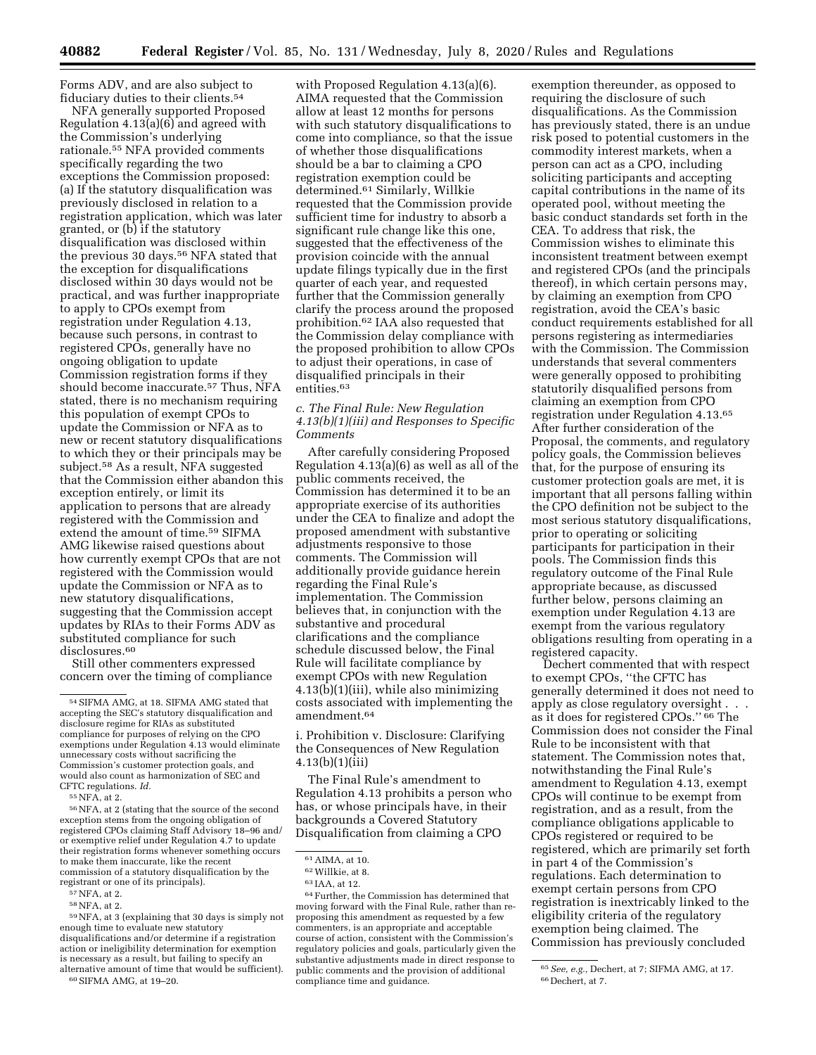Forms ADV, and are also subject to fiduciary duties to their clients.[54]

NFA generally supported Proposed Regulation 4.13(a)(6) and agreed with the Commission's underlying rationale.[55] NFA provided comments specifically regarding the two exceptions the Commission proposed: (a) If the statutory disqualification was previously disclosed in relation to a registration application, which was later granted, or (b) if the statutory disqualification was disclosed within the previous 30 days.[56] NFA stated that the exception for disqualifications disclosed within 30 days would not be practical, and was further inappropriate to apply to CPOs exempt from registration under Regulation 4.13, because such persons, in contrast to registered CPOs, generally have no ongoing obligation to update Commission registration forms if they should become inaccurate.[57] Thus, NFA stated, there is no mechanism requiring this population of exempt CPOs to update the Commission or NFA as to new or recent statutory disqualifications to which they or their principals may be subject.[58] As a result, NFA suggested that the Commission either abandon this exception entirely, or limit its application to persons that are already registered with the Commission and extend the amount of time.[59] SIFMA AMG likewise raised questions about how currently exempt CPOs that are not registered with the Commission would update the Commission or NFA as to new statutory disqualifications, suggesting that the Commission accept updates by RIAs to their Forms ADV as substituted compliance for such disclosures.[60]

Still other commenters expressed concern over the timing of compliance with Proposed Regulation 4.13(a)(6). AIMA requested that the Commission allow at least 12 months for persons with such statutory disqualifications to come into compliance, so that the issue of whether those disqualifications should be a bar to claiming a CPO registration exemption could be determined.[61] Similarly, Willkie requested that the Commission provide sufficient time for industry to absorb a significant rule change like this one, suggested that the effectiveness of the provision coincide with the annual update filings typically due in the first quarter of each year, and requested further that the Commission generally clarify the process around the proposed prohibition.[62] IAA also requested that the Commission delay compliance with the proposed prohibition to allow CPOs to adjust their operations, in case of disqualified principals in their entities.[63]

### *c. The Final Rule: New Regulation 4.13(b)(1)(iii) and Responses to Specific Comments*

After carefully considering Proposed Regulation 4.13(a)(6) as well as all of the public comments received, the Commission has determined it to be an appropriate exercise of its authorities under the CEA to finalize and adopt the proposed amendment with substantive adjustments responsive to those comments. The Commission will additionally provide guidance herein regarding the Final Rule's implementation. The Commission believes that, in conjunction with the substantive and procedural clarifications and the compliance schedule discussed below, the Final Rule will facilitate compliance by exempt CPOs with new Regulation 4.13(b)(1)(iii), while also minimizing costs associated with implementing the amendment.[64]

#### i. Prohibition v. Disclosure: Clarifying the Consequences of New Regulation 4.13(b)(1)(iii)

The Final Rule's amendment to Regulation 4.13 prohibits a person who has, or whose principals have, in their backgrounds a Covered Statutory Disqualification from claiming a CPO exemption thereunder, as opposed to requiring the disclosure of such disqualifications. As the Commission has previously stated, there is an undue risk posed to potential customers in the commodity interest markets, when a person can act as a CPO, including soliciting participants and accepting capital contributions in the name of its operated pool, without meeting the basic conduct standards set forth in the CEA. To address that risk, the Commission wishes to eliminate this inconsistent treatment between exempt and registered CPOs (and the principals thereof), in which certain persons may, by claiming an exemption from CPO registration, avoid the CEA's basic conduct requirements established for all persons registering as intermediaries with the Commission. The Commission understands that several commenters were generally opposed to prohibiting statutorily disqualified persons from claiming an exemption from CPO registration under Regulation 4.13.[65] After further consideration of the Proposal, the comments, and regulatory policy goals, the Commission believes that, for the purpose of ensuring its customer protection goals are met, it is important that all persons falling within the CPO definition not be subject to the most serious statutory disqualifications, prior to operating or soliciting participants for participation in their pools. The Commission finds this regulatory outcome of the Final Rule appropriate because, as discussed further below, persons claiming an exemption under Regulation 4.13 are exempt from the various regulatory obligations resulting from operating in a registered capacity.

Dechert commented that with respect to exempt CPOs, "the CFTC has generally determined it does not need to apply as close regulatory oversight . . . as it does for registered CPOs." [66] The Commission does not consider the Final Rule to be inconsistent with that statement. The Commission notes that, notwithstanding the Final Rule's amendment to Regulation 4.13, exempt CPOs will continue to be exempt from registration, and as a result, from the compliance obligations applicable to CPOs registered or required to be registered, which are primarily set forth in part 4 of the Commission's regulations. Each determination to exempt certain persons from CPO registration is inextricably linked to the eligibility criteria of the regulatory exemption being claimed. The Commission has previously concluded

---

[54] SIFMA AMG, at 18. SIFMA AMG stated that accepting the SEC's statutory disqualification and disclosure regime for RIAs as substituted compliance for purposes of relying on the CPO exemptions under Regulation 4.13 would eliminate unnecessary costs without sacrificing the Commission's customer protection goals, and would also count as harmonization of SEC and CFTC regulations. *Id.*

[55] NFA, at 2.

[56] NFA, at 2 (stating that the source of the second exception stems from the ongoing obligation of registered CPOs claiming Staff Advisory 18–96 and/or exemptive relief under Regulation 4.7 to update their registration forms whenever something occurs to make them inaccurate, like the recent commission of a statutory disqualification by the registrant or one of its principals).

[57] NFA, at 2.

[58] NFA, at 2.

[59] NFA, at 3 (explaining that 30 days is simply not enough time to evaluate new statutory disqualifications and/or determine if a registration action or ineligibility determination for exemption is necessary as a result, but failing to specify an alternative amount of time that would be sufficient).

[60] SIFMA AMG, at 19–20.

[61] AIMA, at 10.

[62] Willkie, at 8.

[63] IAA, at 12.

[64] Further, the Commission has determined that moving forward with the Final Rule, rather than re-proposing this amendment as requested by a few commenters, is an appropriate and acceptable course of action, consistent with the Commission's regulatory policies and goals, particularly given the substantive adjustments made in direct response to public comments and the provision of additional compliance time and guidance.

[65] *See, e.g.,* Dechert, at 7; SIFMA AMG, at 17.

[66] Dechert, at 7.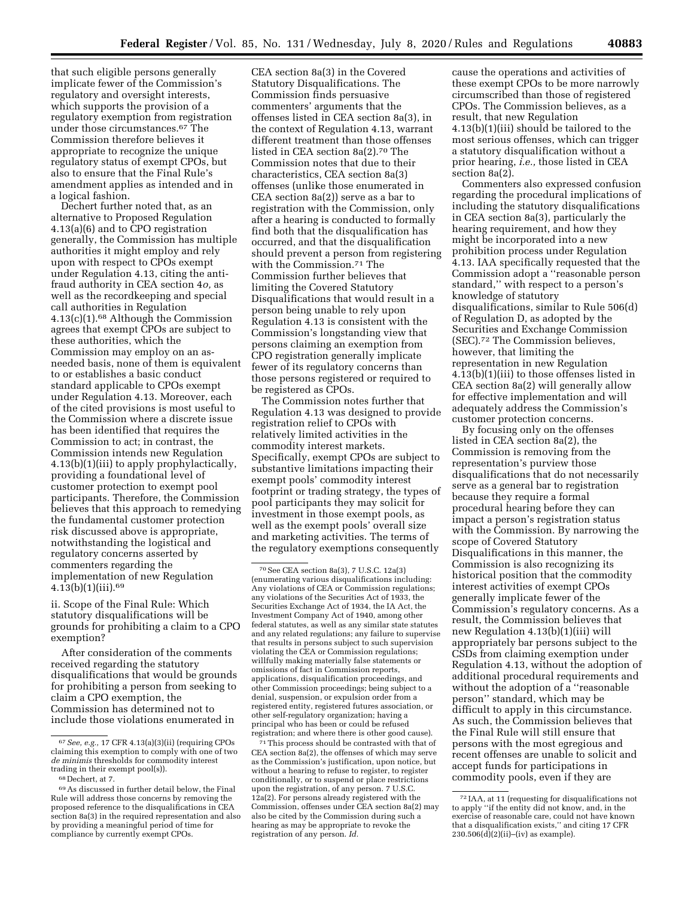that such eligible persons generally implicate fewer of the Commission's regulatory and oversight interests, which supports the provision of a regulatory exemption from registration under those circumstances.[67] The Commission therefore believes it appropriate to recognize the unique regulatory status of exempt CPOs, but also to ensure that the Final Rule's amendment applies as intended and in a logical fashion.

Dechert further noted that, as an alternative to Proposed Regulation 4.13(a)(6) and to CPO registration generally, the Commission has multiple authorities it might employ and rely upon with respect to CPOs exempt under Regulation 4.13, citing the anti-fraud authority in CEA section 4*o,* as well as the recordkeeping and special call authorities in Regulation 4.13(c)(1).[68] Although the Commission agrees that exempt CPOs are subject to these authorities, which the Commission may employ on an as-needed basis, none of them is equivalent to or establishes a basic conduct standard applicable to CPOs exempt under Regulation 4.13. Moreover, each of the cited provisions is most useful to the Commission where a discrete issue has been identified that requires the Commission to act; in contrast, the Commission intends new Regulation 4.13(b)(1)(iii) to apply prophylactically, providing a foundational level of customer protection to exempt pool participants. Therefore, the Commission believes that this approach to remedying the fundamental customer protection risk discussed above is appropriate, notwithstanding the logistical and regulatory concerns asserted by commenters regarding the implementation of new Regulation 4.13(b)(1)(iii).[69]

ii. Scope of the Final Rule: Which statutory disqualifications will be grounds for prohibiting a claim to a CPO exemption?

After consideration of the comments received regarding the statutory disqualifications that would be grounds for prohibiting a person from seeking to claim a CPO exemption, the Commission has determined not to include those violations enumerated in CEA section 8a(3) in the Covered Statutory Disqualifications. The Commission finds persuasive commenters' arguments that the offenses listed in CEA section 8a(3), in the context of Regulation 4.13, warrant different treatment than those offenses listed in CEA section 8a(2).[70] The Commission notes that due to their characteristics, CEA section 8a(3) offenses (unlike those enumerated in CEA section 8a(2)) serve as a bar to registration with the Commission, only after a hearing is conducted to formally find both that the disqualification has occurred, and that the disqualification should prevent a person from registering with the Commission.[71] The Commission further believes that limiting the Covered Statutory Disqualifications that would result in a person being unable to rely upon Regulation 4.13 is consistent with the Commission's longstanding view that persons claiming an exemption from CPO registration generally implicate fewer of its regulatory concerns than those persons registered or required to be registered as CPOs.

The Commission notes further that Regulation 4.13 was designed to provide registration relief to CPOs with relatively limited activities in the commodity interest markets. Specifically, exempt CPOs are subject to substantive limitations impacting their exempt pools' commodity interest footprint or trading strategy, the types of pool participants they may solicit for investment in those exempt pools, as well as the exempt pools' overall size and marketing activities. The terms of the regulatory exemptions consequently cause the operations and activities of these exempt CPOs to be more narrowly circumscribed than those of registered CPOs. The Commission believes, as a result, that new Regulation 4.13(b)(1)(iii) should be tailored to the most serious offenses, which can trigger a statutory disqualification without a prior hearing, *i.e.,* those listed in CEA section 8a(2).

Commenters also expressed confusion regarding the procedural implications of including the statutory disqualifications in CEA section 8a(3), particularly the hearing requirement, and how they might be incorporated into a new prohibition process under Regulation 4.13. IAA specifically requested that the Commission adopt a "reasonable person standard," with respect to a person's knowledge of statutory disqualifications, similar to Rule 506(d) of Regulation D, as adopted by the Securities and Exchange Commission (SEC).[72] The Commission believes, however, that limiting the representation in new Regulation 4.13(b)(1)(iii) to those offenses listed in CEA section 8a(2) will generally allow for effective implementation and will adequately address the Commission's customer protection concerns.

By focusing only on the offenses listed in CEA section 8a(2), the Commission is removing from the representation's purview those disqualifications that do not necessarily serve as a general bar to registration because they require a formal procedural hearing before they can impact a person's registration status with the Commission. By narrowing the scope of Covered Statutory Disqualifications in this manner, the Commission is also recognizing its historical position that the commodity interest activities of exempt CPOs generally implicate fewer of the Commission's regulatory concerns. As a result, the Commission believes that new Regulation 4.13(b)(1)(iii) will appropriately bar persons subject to the CSDs from claiming exemption under Regulation 4.13, without the adoption of additional procedural requirements and without the adoption of a "reasonable person" standard, which may be difficult to apply in this circumstance. As such, the Commission believes that the Final Rule will still ensure that persons with the most egregious and recent offenses are unable to solicit and accept funds for participations in commodity pools, even if they are

---

[67] *See, e.g.,* 17 CFR 4.13(a)(3)(ii) (requiring CPOs claiming this exemption to comply with one of two *de minimis* thresholds for commodity interest trading in their exempt pool(s)).

[68] Dechert, at 7.

[69] As discussed in further detail below, the Final Rule will address those concerns by removing the proposed reference to the disqualifications in CEA section 8a(3) in the required representation and also by providing a meaningful period of time for compliance by currently exempt CPOs.

[70] See CEA section 8a(3), 7 U.S.C. 12a(3) (enumerating various disqualifications including: Any violations of CEA or Commission regulations; any violations of the Securities Act of 1933, the Securities Exchange Act of 1934, the IA Act, the Investment Company Act of 1940, among other federal statutes, as well as any similar state statutes and any related regulations; any failure to supervise that results in persons subject to such supervision violating the CEA or Commission regulations; willfully making materially false statements or omissions of fact in Commission reports, applications, disqualification proceedings, and other Commission proceedings; being subject to a denial, suspension, or expulsion order from a registered entity, registered futures association, or other self-regulatory organization; having a principal who has been or could be refused registration; and where there is other good cause).

[71] This process should be contrasted with that of CEA section 8a(2), the offenses of which may serve as the Commission's justification, upon notice, but without a hearing to refuse to register, to register conditionally, or to suspend or place restrictions upon the registration, of any person. 7 U.S.C. 12a(2). For persons already registered with the Commission, offenses under CEA section 8a(2) may also be cited by the Commission during such a hearing as may be appropriate to revoke the registration of any person. *Id.*

[72] IAA, at 11 (requesting for disqualifications not to apply "if the entity did not know, and, in the exercise of reasonable care, could not have known that a disqualification exists," and citing 17 CFR 230.506(d)(2)(ii)–(iv) as example).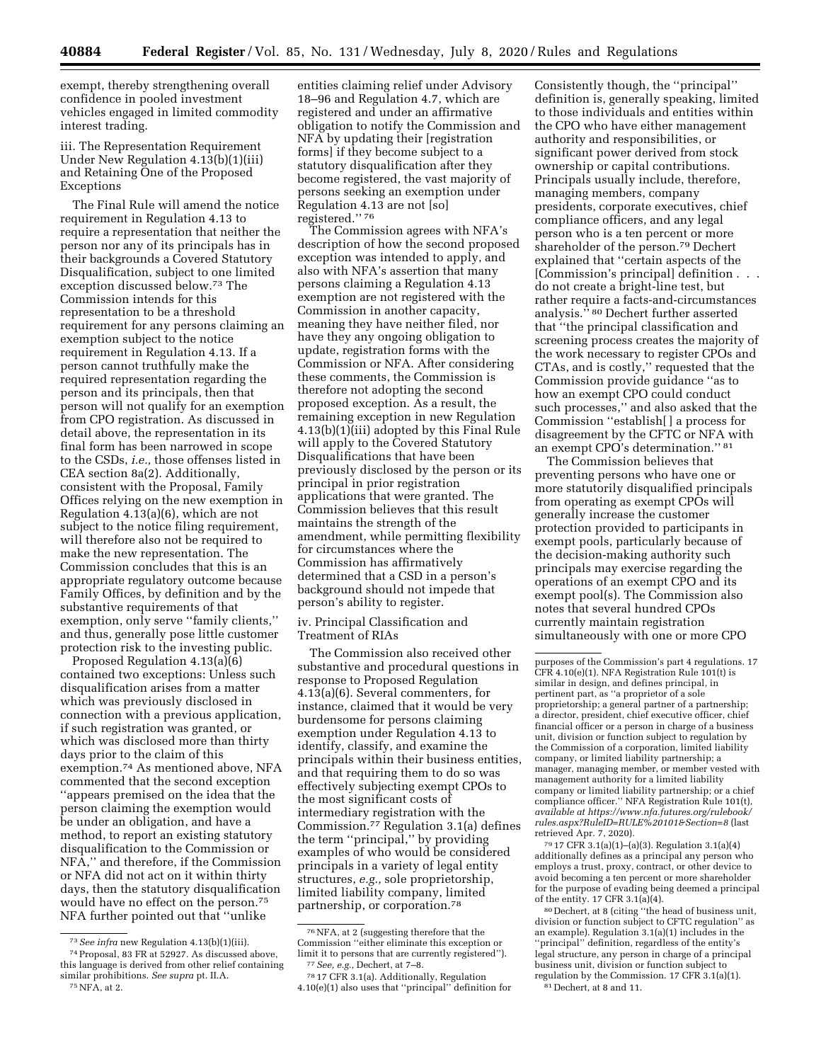exempt, thereby strengthening overall confidence in pooled investment vehicles engaged in limited commodity interest trading.

iii. The Representation Requirement Under New Regulation 4.13(b)(1)(iii) and Retaining One of the Proposed Exceptions

The Final Rule will amend the notice requirement in Regulation 4.13 to require a representation that neither the person nor any of its principals has in their backgrounds a Covered Statutory Disqualification, subject to one limited exception discussed below.[73] The Commission intends for this representation to be a threshold requirement for any persons claiming an exemption subject to the notice requirement in Regulation 4.13. If a person cannot truthfully make the required representation regarding the person and its principals, then that person will not qualify for an exemption from CPO registration. As discussed in detail above, the representation in its final form has been narrowed in scope to the CSDs, *i.e.,* those offenses listed in CEA section 8a(2). Additionally, consistent with the Proposal, Family Offices relying on the new exemption in Regulation 4.13(a)(6), which are not subject to the notice filing requirement, will therefore also not be required to make the new representation. The Commission concludes that this is an appropriate regulatory outcome because Family Offices, by definition and by the substantive requirements of that exemption, only serve ''family clients,'' and thus, generally pose little customer protection risk to the investing public.

Proposed Regulation 4.13(a)(6) contained two exceptions: Unless such disqualification arises from a matter which was previously disclosed in connection with a previous application, if such registration was granted, or which was disclosed more than thirty days prior to the claim of this exemption.[74] As mentioned above, NFA commented that the second exception ''appears premised on the idea that the person claiming the exemption would be under an obligation, and have a method, to report an existing statutory disqualification to the Commission or NFA,'' and therefore, if the Commission or NFA did not act on it within thirty days, then the statutory disqualification would have no effect on the person.[75] NFA further pointed out that ''unlike entities claiming relief under Advisory 18–96 and Regulation 4.7, which are registered and under an affirmative obligation to notify the Commission and NFA by updating their [registration forms] if they become subject to a statutory disqualification after they become registered, the vast majority of persons seeking an exemption under Regulation 4.13 are not [so] registered.''[76]

The Commission agrees with NFA's description of how the second proposed exception was intended to apply, and also with NFA's assertion that many persons claiming a Regulation 4.13 exemption are not registered with the Commission in another capacity, meaning they have neither filed, nor have they any ongoing obligation to update, registration forms with the Commission or NFA. After considering these comments, the Commission is therefore not adopting the second proposed exception. As a result, the remaining exception in new Regulation 4.13(b)(1)(iii) adopted by this Final Rule will apply to the Covered Statutory Disqualifications that have been previously disclosed by the person or its principal in prior registration applications that were granted. The Commission believes that this result maintains the strength of the amendment, while permitting flexibility for circumstances where the Commission has affirmatively determined that a CSD in a person's background should not impede that person's ability to register.

iv. Principal Classification and Treatment of RIAs

The Commission also received other substantive and procedural questions in response to Proposed Regulation 4.13(a)(6). Several commenters, for instance, claimed that it would be very burdensome for persons claiming exemption under Regulation 4.13 to identify, classify, and examine the principals within their business entities, and that requiring them to do so was effectively subjecting exempt CPOs to the most significant costs of intermediary registration with the Commission.[77] Regulation 3.1(a) defines the term ''principal,'' by providing examples of who would be considered principals in a variety of legal entity structures, *e.g.,* sole proprietorship, limited liability company, limited partnership, or corporation.[78] Consistently though, the ''principal'' definition is, generally speaking, limited to those individuals and entities within the CPO who have either management authority and responsibilities, or significant power derived from stock ownership or capital contributions. Principals usually include, therefore, managing members, company presidents, corporate executives, chief compliance officers, and any legal person who is a ten percent or more shareholder of the person.[79] Dechert explained that ''certain aspects of the [Commission's principal] definition . . . do not create a bright-line test, but rather require a facts-and-circumstances analysis.''[80] Dechert further asserted that ''the principal classification and screening process creates the majority of the work necessary to register CPOs and CTAs, and is costly,'' requested that the Commission provide guidance ''as to how an exempt CPO could conduct such processes,'' and also asked that the Commission ''establish[ ] a process for disagreement by the CFTC or NFA with an exempt CPO's determination.''[81]

The Commission believes that preventing persons who have one or more statutorily disqualified principals from operating as exempt CPOs will generally increase the customer protection provided to participants in exempt pools, particularly because of the decision-making authority such principals may exercise regarding the operations of an exempt CPO and its exempt pool(s). The Commission also notes that several hundred CPOs currently maintain registration simultaneously with one or more CPO

---

[73] *See infra* new Regulation 4.13(b)(1)(iii).

[74] Proposal, 83 FR at 52927. As discussed above, this language is derived from other relief containing similar prohibitions. *See supra* pt. II.A.

[75] NFA, at 2.

[76] NFA, at 2 (suggesting therefore that the Commission ''either eliminate this exception or limit it to persons that are currently registered'').

[77] *See, e.g.,* Dechert, at 7–8.

[78] 17 CFR 3.1(a). Additionally, Regulation 4.10(e)(1) also uses that ''principal'' definition for purposes of the Commission's part 4 regulations. 17 CFR 4.10(e)(1). NFA Registration Rule 101(t) is similar in design, and defines principal, in pertinent part, as ''a proprietor of a sole proprietorship; a general partner of a partnership; a director, president, chief executive officer, chief financial officer or a person in charge of a business unit, division or function subject to regulation by the Commission of a corporation, limited liability company, or limited liability partnership; a manager, managing member, or member vested with management authority for a limited liability company or limited liability partnership; or a chief compliance officer.'' NFA Registration Rule 101(t), *available at https://www.nfa.futures.org/rulebook/rules.aspx?RuleID=RULE%20101&Section=8* (last retrieved Apr. 7, 2020).

[79] 17 CFR 3.1(a)(1)–(a)(3). Regulation 3.1(a)(4) additionally defines as a principal any person who employs a trust, proxy, contract, or other device to avoid becoming a ten percent or more shareholder for the purpose of evading being deemed a principal of the entity. 17 CFR 3.1(a)(4).

[80] Dechert, at 8 (citing ''the head of business unit, division or function subject to CFTC regulation'' as an example). Regulation 3.1(a)(1) includes in the ''principal'' definition, regardless of the entity's legal structure, any person in charge of a principal business unit, division or function subject to regulation by the Commission. 17 CFR 3.1(a)(1).

[81] Dechert, at 8 and 11.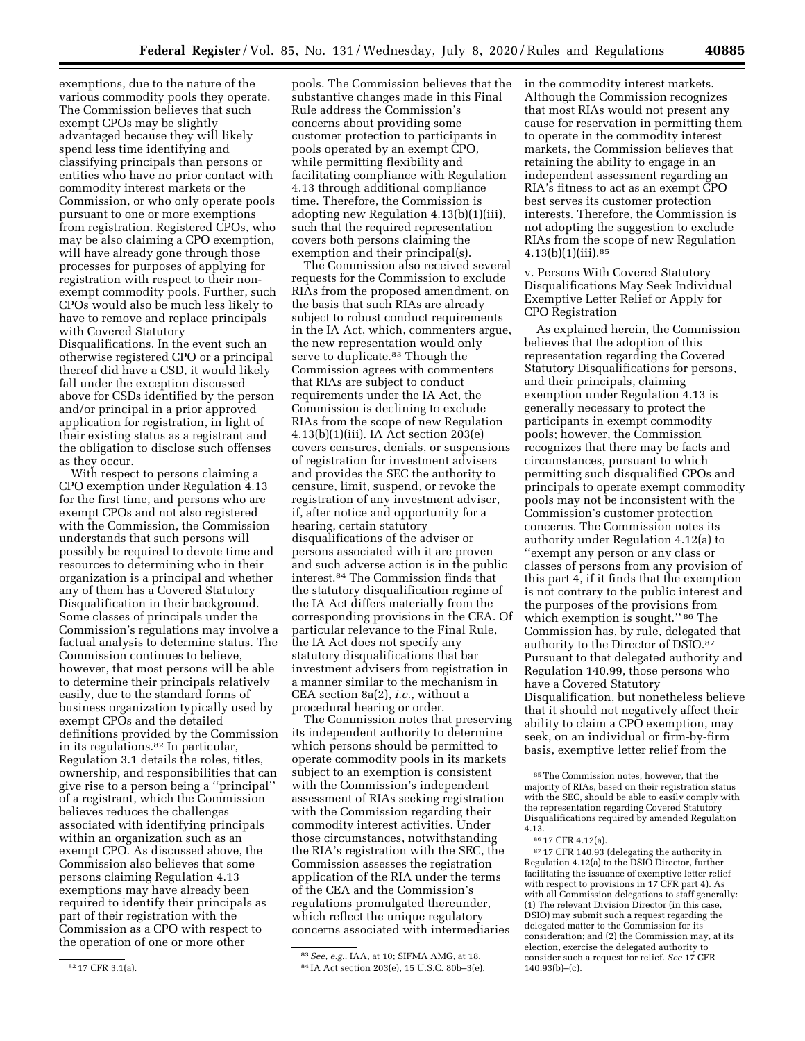exemptions, due to the nature of the various commodity pools they operate. The Commission believes that such exempt CPOs may be slightly advantaged because they will likely spend less time identifying and classifying principals than persons or entities who have no prior contact with commodity interest markets or the Commission, or who only operate pools pursuant to one or more exemptions from registration. Registered CPOs, who may be also claiming a CPO exemption, will have already gone through those processes for purposes of applying for registration with respect to their non-exempt commodity pools. Further, such CPOs would also be much less likely to have to remove and replace principals with Covered Statutory Disqualifications. In the event such an otherwise registered CPO or a principal thereof did have a CSD, it would likely fall under the exception discussed above for CSDs identified by the person and/or principal in a prior approved application for registration, in light of their existing status as a registrant and the obligation to disclose such offenses as they occur.

With respect to persons claiming a CPO exemption under Regulation 4.13 for the first time, and persons who are exempt CPOs and not also registered with the Commission, the Commission understands that such persons will possibly be required to devote time and resources to determining who in their organization is a principal and whether any of them has a Covered Statutory Disqualification in their background. Some classes of principals under the Commission's regulations may involve a factual analysis to determine status. The Commission continues to believe, however, that most persons will be able to determine their principals relatively easily, due to the standard forms of business organization typically used by exempt CPOs and the detailed definitions provided by the Commission in its regulations.[82] In particular, Regulation 3.1 details the roles, titles, ownership, and responsibilities that can give rise to a person being a "principal" of a registrant, which the Commission believes reduces the challenges associated with identifying principals within an organization such as an exempt CPO. As discussed above, the Commission also believes that some persons claiming Regulation 4.13 exemptions may have already been required to identify their principals as part of their registration with the Commission as a CPO with respect to the operation of one or more other pools. The Commission believes that the substantive changes made in this Final Rule address the Commission's concerns about providing some customer protection to participants in pools operated by an exempt CPO, while permitting flexibility and facilitating compliance with Regulation 4.13 through additional compliance time. Therefore, the Commission is adopting new Regulation 4.13(b)(1)(iii), such that the required representation covers both persons claiming the exemption and their principal(s).

The Commission also received several requests for the Commission to exclude RIAs from the proposed amendment, on the basis that such RIAs are already subject to robust conduct requirements in the IA Act, which, commenters argue, the new representation would only serve to duplicate.[83] Though the Commission agrees with commenters that RIAs are subject to conduct requirements under the IA Act, the Commission is declining to exclude RIAs from the scope of new Regulation 4.13(b)(1)(iii). IA Act section 203(e) covers censures, denials, or suspensions of registration for investment advisers and provides the SEC the authority to censure, limit, suspend, or revoke the registration of any investment adviser, if, after notice and opportunity for a hearing, certain statutory disqualifications of the adviser or persons associated with it are proven and such adverse action is in the public interest.[84] The Commission finds that the statutory disqualification regime of the IA Act differs materially from the corresponding provisions in the CEA. Of particular relevance to the Final Rule, the IA Act does not specify any statutory disqualifications that bar investment advisers from registration in a manner similar to the mechanism in CEA section 8a(2), *i.e.,* without a procedural hearing or order.

The Commission notes that preserving its independent authority to determine which persons should be permitted to operate commodity pools in its markets subject to an exemption is consistent with the Commission's independent assessment of RIAs seeking registration with the Commission regarding their commodity interest activities. Under those circumstances, notwithstanding the RIA's registration with the SEC, the Commission assesses the registration application of the RIA under the terms of the CEA and the Commission's regulations promulgated thereunder, which reflect the unique regulatory concerns associated with intermediaries in the commodity interest markets. Although the Commission recognizes that most RIAs would not present any cause for reservation in permitting them to operate in the commodity interest markets, the Commission believes that retaining the ability to engage in an independent assessment regarding an RIA's fitness to act as an exempt CPO best serves its customer protection interests. Therefore, the Commission is not adopting the suggestion to exclude RIAs from the scope of new Regulation 4.13(b)(1)(iii).[85]

v. Persons With Covered Statutory Disqualifications May Seek Individual Exemptive Letter Relief or Apply for CPO Registration

As explained herein, the Commission believes that the adoption of this representation regarding the Covered Statutory Disqualifications for persons, and their principals, claiming exemption under Regulation 4.13 is generally necessary to protect the participants in exempt commodity pools; however, the Commission recognizes that there may be facts and circumstances, pursuant to which permitting such disqualified CPOs and principals to operate exempt commodity pools may not be inconsistent with the Commission's customer protection concerns. The Commission notes its authority under Regulation 4.12(a) to "exempt any person or any class or classes of persons from any provision of this part 4, if it finds that the exemption is not contrary to the public interest and the purposes of the provisions from which exemption is sought."[86] The Commission has, by rule, delegated that authority to the Director of DSIO.[87] Pursuant to that delegated authority and Regulation 140.99, those persons who have a Covered Statutory Disqualification, but nonetheless believe that it should not negatively affect their ability to claim a CPO exemption, may seek, on an individual or firm-by-firm basis, exemptive letter relief from the

---

[82] 17 CFR 3.1(a).

[83] *See, e.g.,* IAA, at 10; SIFMA AMG, at 18.

[84] IA Act section 203(e), 15 U.S.C. 80b–3(e).

[85] The Commission notes, however, that the majority of RIAs, based on their registration status with the SEC, should be able to easily comply with the representation regarding Covered Statutory Disqualifications required by amended Regulation 4.13.

[86] 17 CFR 4.12(a).

[87] 17 CFR 140.93 (delegating the authority in Regulation 4.12(a) to the DSIO Director, further facilitating the issuance of exemptive letter relief with respect to provisions in 17 CFR part 4). As with all Commission delegations to staff generally: (1) The relevant Division Director (in this case, DSIO) may submit such a request regarding the delegated matter to the Commission for its consideration; and (2) the Commission may, at its election, exercise the delegated authority to consider such a request for relief. *See* 17 CFR 140.93(b)–(c).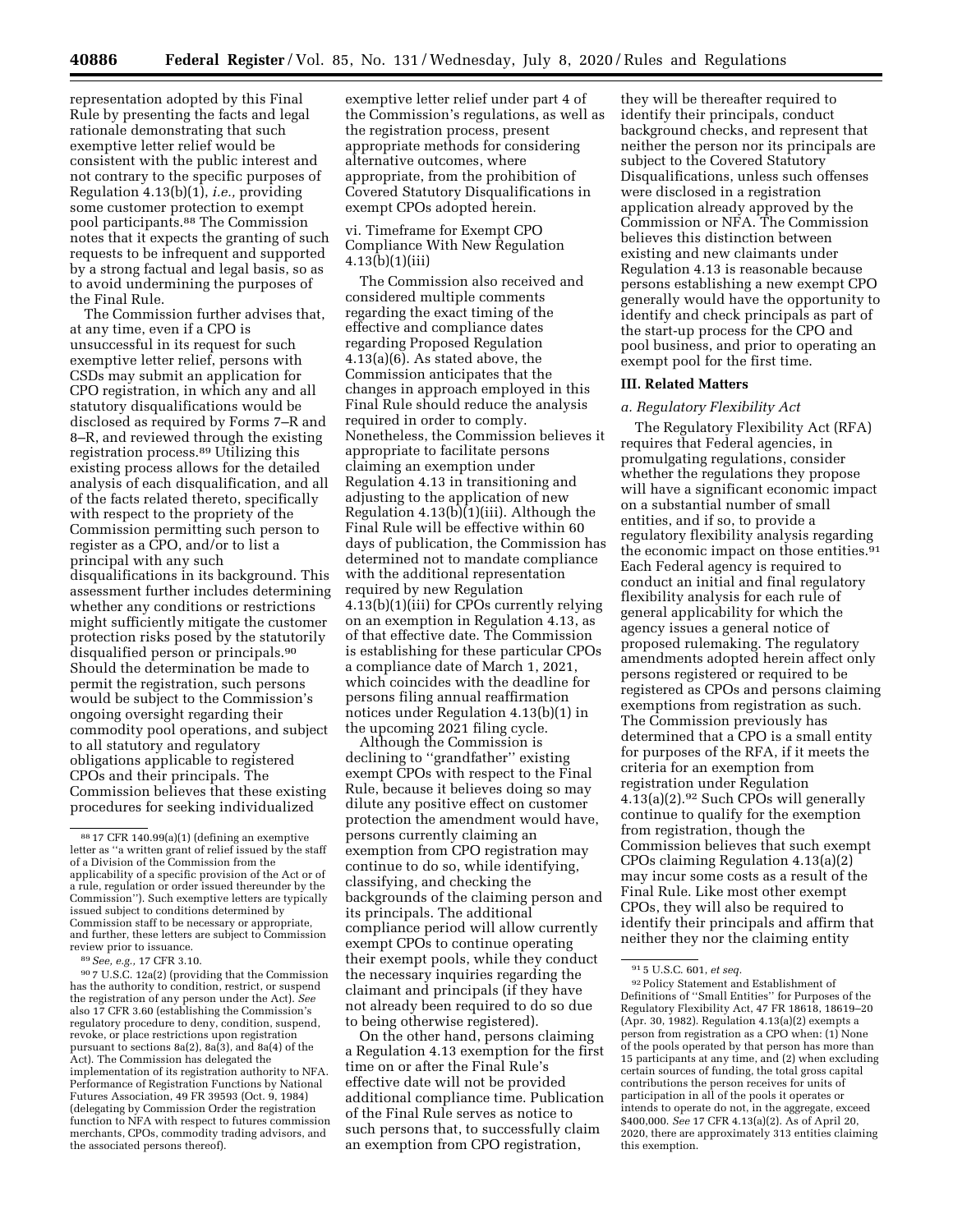representation adopted by this Final Rule by presenting the facts and legal rationale demonstrating that such exemptive letter relief would be consistent with the public interest and not contrary to the specific purposes of Regulation 4.13(b)(1), *i.e.,* providing some customer protection to exempt pool participants.[88] The Commission notes that it expects the granting of such requests to be infrequent and supported by a strong factual and legal basis, so as to avoid undermining the purposes of the Final Rule.

The Commission further advises that, at any time, even if a CPO is unsuccessful in its request for such exemptive letter relief, persons with CSDs may submit an application for CPO registration, in which any and all statutory disqualifications would be disclosed as required by Forms 7–R and 8–R, and reviewed through the existing registration process.[89] Utilizing this existing process allows for the detailed analysis of each disqualification, and all of the facts related thereto, specifically with respect to the propriety of the Commission permitting such person to register as a CPO, and/or to list a principal with any such disqualifications in its background. This assessment further includes determining whether any conditions or restrictions might sufficiently mitigate the customer protection risks posed by the statutorily disqualified person or principals.[90] Should the determination be made to permit the registration, such persons would be subject to the Commission's ongoing oversight regarding their commodity pool operations, and subject to all statutory and regulatory obligations applicable to registered CPOs and their principals. The Commission believes that these existing procedures for seeking individualized exemptive letter relief under part 4 of the Commission's regulations, as well as the registration process, present appropriate methods for considering alternative outcomes, where appropriate, from the prohibition of Covered Statutory Disqualifications in exempt CPOs adopted herein.

vi. Timeframe for Exempt CPO Compliance With New Regulation 4.13(b)(1)(iii)

The Commission also received and considered multiple comments regarding the exact timing of the effective and compliance dates regarding Proposed Regulation 4.13(a)(6). As stated above, the Commission anticipates that the changes in approach employed in this Final Rule should reduce the analysis required in order to comply. Nonetheless, the Commission believes it appropriate to facilitate persons claiming an exemption under Regulation 4.13 in transitioning and adjusting to the application of new Regulation 4.13(b)(1)(iii). Although the Final Rule will be effective within 60 days of publication, the Commission has determined not to mandate compliance with the additional representation required by new Regulation 4.13(b)(1)(iii) for CPOs currently relying on an exemption in Regulation 4.13, as of that effective date. The Commission is establishing for these particular CPOs a compliance date of March 1, 2021, which coincides with the deadline for persons filing annual reaffirmation notices under Regulation 4.13(b)(1) in the upcoming 2021 filing cycle.

Although the Commission is declining to "grandfather" existing exempt CPOs with respect to the Final Rule, because it believes doing so may dilute any positive effect on customer protection the amendment would have, persons currently claiming an exemption from CPO registration may continue to do so, while identifying, classifying, and checking the backgrounds of the claiming person and its principals. The additional compliance period will allow currently exempt CPOs to continue operating their exempt pools, while they conduct the necessary inquiries regarding the claimant and principals (if they have not already been required to do so due to being otherwise registered).

On the other hand, persons claiming a Regulation 4.13 exemption for the first time on or after the Final Rule's effective date will not be provided additional compliance time. Publication of the Final Rule serves as notice to such persons that, to successfully claim an exemption from CPO registration, they will be thereafter required to identify their principals, conduct background checks, and represent that neither the person nor its principals are subject to the Covered Statutory Disqualifications, unless such offenses were disclosed in a registration application already approved by the Commission or NFA. The Commission believes this distinction between existing and new claimants under Regulation 4.13 is reasonable because persons establishing a new exempt CPO generally would have the opportunity to identify and check principals as part of the start-up process for the CPO and pool business, and prior to operating an exempt pool for the first time.

## III. Related Matters

### *a. Regulatory Flexibility Act*

The Regulatory Flexibility Act (RFA) requires that Federal agencies, in promulgating regulations, consider whether the regulations they propose will have a significant economic impact on a substantial number of small entities, and if so, to provide a regulatory flexibility analysis regarding the economic impact on those entities.[91] Each Federal agency is required to conduct an initial and final regulatory flexibility analysis for each rule of general applicability for which the agency issues a general notice of proposed rulemaking. The regulatory amendments adopted herein affect only persons registered or required to be registered as CPOs and persons claiming exemptions from registration as such. The Commission previously has determined that a CPO is a small entity for purposes of the RFA, if it meets the criteria for an exemption from registration under Regulation 4.13(a)(2).[92] Such CPOs will generally continue to qualify for the exemption from registration, though the Commission believes that such exempt CPOs claiming Regulation 4.13(a)(2) may incur some costs as a result of the Final Rule. Like most other exempt CPOs, they will also be required to identify their principals and affirm that neither they nor the claiming entity

---

[88] 17 CFR 140.99(a)(1) (defining an exemptive letter as "a written grant of relief issued by the staff of a Division of the Commission from the applicability of a specific provision of the Act or of a rule, regulation or order issued thereunder by the Commission"). Such exemptive letters are typically issued subject to conditions determined by Commission staff to be necessary or appropriate, and further, these letters are subject to Commission review prior to issuance.

[89] *See, e.g.,* 17 CFR 3.10.

[90] 7 U.S.C. 12a(2) (providing that the Commission has the authority to condition, restrict, or suspend the registration of any person under the Act). *See* also 17 CFR 3.60 (establishing the Commission's regulatory procedure to deny, condition, suspend, revoke, or place restrictions upon registration pursuant to sections 8a(2), 8a(3), and 8a(4) of the Act). The Commission has delegated the implementation of its registration authority to NFA. Performance of Registration Functions by National Futures Association, 49 FR 39593 (Oct. 9, 1984) (delegating by Commission Order the registration function to NFA with respect to futures commission merchants, CPOs, commodity trading advisors, and the associated persons thereof).

[91] 5 U.S.C. 601, *et seq.*

[92] Policy Statement and Establishment of Definitions of "Small Entities" for Purposes of the Regulatory Flexibility Act, 47 FR 18618, 18619–20 (Apr. 30, 1982). Regulation 4.13(a)(2) exempts a person from registration as a CPO when: (1) None of the pools operated by that person has more than 15 participants at any time, and (2) when excluding certain sources of funding, the total gross capital contributions the person receives for units of participation in all of the pools it operates or intends to operate do not, in the aggregate, exceed $400,000. *See* 17 CFR 4.13(a)(2). As of April 20, 2020, there are approximately 313 entities claiming this exemption.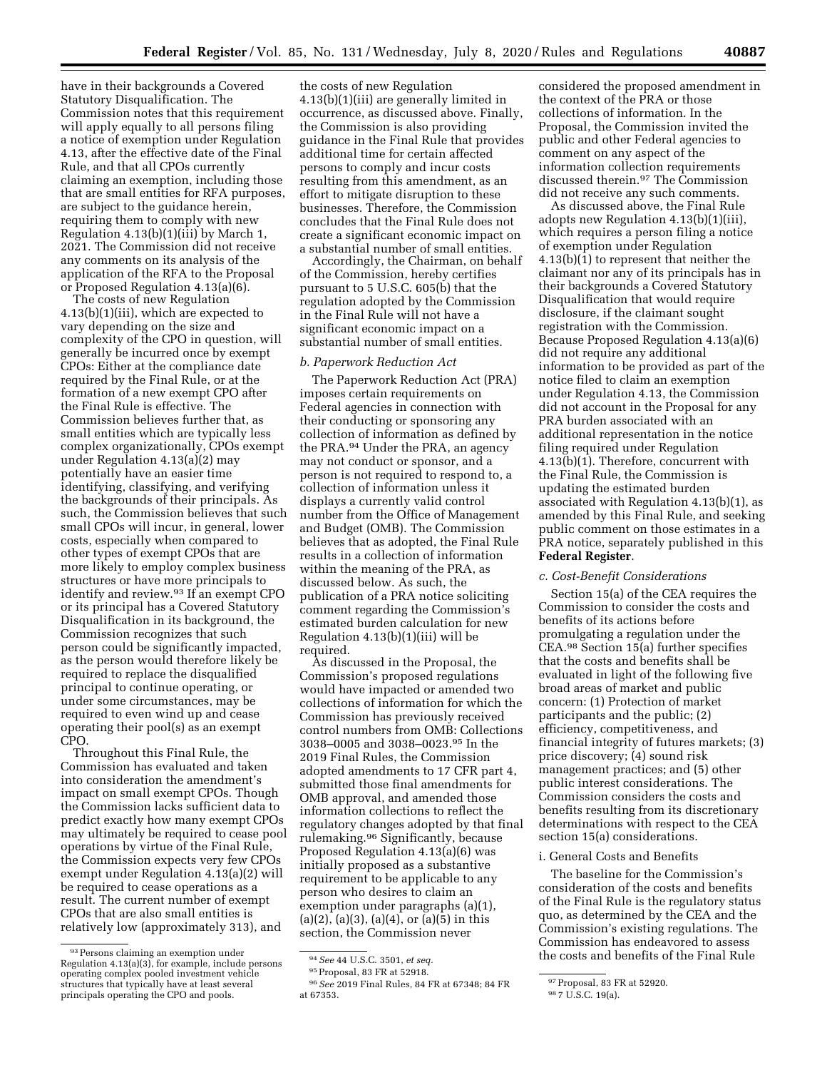have in their backgrounds a Covered Statutory Disqualification. The Commission notes that this requirement will apply equally to all persons filing a notice of exemption under Regulation 4.13, after the effective date of the Final Rule, and that all CPOs currently claiming an exemption, including those that are small entities for RFA purposes, are subject to the guidance herein, requiring them to comply with new Regulation 4.13(b)(1)(iii) by March 1, 2021. The Commission did not receive any comments on its analysis of the application of the RFA to the Proposal or Proposed Regulation 4.13(a)(6).

The costs of new Regulation 4.13(b)(1)(iii), which are expected to vary depending on the size and complexity of the CPO in question, will generally be incurred once by exempt CPOs: Either at the compliance date required by the Final Rule, or at the formation of a new exempt CPO after the Final Rule is effective. The Commission believes further that, as small entities which are typically less complex organizationally, CPOs exempt under Regulation 4.13(a)(2) may potentially have an easier time identifying, classifying, and verifying the backgrounds of their principals. As such, the Commission believes that such small CPOs will incur, in general, lower costs, especially when compared to other types of exempt CPOs that are more likely to employ complex business structures or have more principals to identify and review.[93] If an exempt CPO or its principal has a Covered Statutory Disqualification in its background, the Commission recognizes that such person could be significantly impacted, as the person would therefore likely be required to replace the disqualified principal to continue operating, or under some circumstances, may be required to even wind up and cease operating their pool(s) as an exempt CPO.

Throughout this Final Rule, the Commission has evaluated and taken into consideration the amendment's impact on small exempt CPOs. Though the Commission lacks sufficient data to predict exactly how many exempt CPOs may ultimately be required to cease pool operations by virtue of the Final Rule, the Commission expects very few CPOs exempt under Regulation 4.13(a)(2) will be required to cease operations as a result. The current number of exempt CPOs that are also small entities is relatively low (approximately 313), and the costs of new Regulation 4.13(b)(1)(iii) are generally limited in occurrence, as discussed above. Finally, the Commission is also providing guidance in the Final Rule that provides additional time for certain affected persons to comply and incur costs resulting from this amendment, as an effort to mitigate disruption to these businesses. Therefore, the Commission concludes that the Final Rule does not create a significant economic impact on a substantial number of small entities.

Accordingly, the Chairman, on behalf of the Commission, hereby certifies pursuant to 5 U.S.C. 605(b) that the regulation adopted by the Commission in the Final Rule will not have a significant economic impact on a substantial number of small entities.

*b. Paperwork Reduction Act*

The Paperwork Reduction Act (PRA) imposes certain requirements on Federal agencies in connection with their conducting or sponsoring any collection of information as defined by the PRA.[94] Under the PRA, an agency may not conduct or sponsor, and a person is not required to respond to, a collection of information unless it displays a currently valid control number from the Office of Management and Budget (OMB). The Commission believes that as adopted, the Final Rule results in a collection of information within the meaning of the PRA, as discussed below. As such, the publication of a PRA notice soliciting comment regarding the Commission's estimated burden calculation for new Regulation 4.13(b)(1)(iii) will be required.

As discussed in the Proposal, the Commission's proposed regulations would have impacted or amended two collections of information for which the Commission has previously received control numbers from OMB: Collections 3038–0005 and 3038–0023.[95] In the 2019 Final Rules, the Commission adopted amendments to 17 CFR part 4, submitted those final amendments for OMB approval, and amended those information collections to reflect the regulatory changes adopted by that final rulemaking.[96] Significantly, because Proposed Regulation 4.13(a)(6) was initially proposed as a substantive requirement to be applicable to any person who desires to claim an exemption under paragraphs (a)(1), (a)(2), (a)(3), (a)(4), or (a)(5) in this section, the Commission never considered the proposed amendment in the context of the PRA or those collections of information. In the Proposal, the Commission invited the public and other Federal agencies to comment on any aspect of the information collection requirements discussed therein.[97] The Commission did not receive any such comments.

As discussed above, the Final Rule adopts new Regulation 4.13(b)(1)(iii), which requires a person filing a notice of exemption under Regulation 4.13(b)(1) to represent that neither the claimant nor any of its principals has in their backgrounds a Covered Statutory Disqualification that would require disclosure, if the claimant sought registration with the Commission. Because Proposed Regulation 4.13(a)(6) did not require any additional information to be provided as part of the notice filed to claim an exemption under Regulation 4.13, the Commission did not account in the Proposal for any PRA burden associated with an additional representation in the notice filing required under Regulation 4.13(b)(1). Therefore, concurrent with the Final Rule, the Commission is updating the estimated burden associated with Regulation 4.13(b)(1), as amended by this Final Rule, and seeking public comment on those estimates in a PRA notice, separately published in this **Federal Register**.

*c. Cost-Benefit Considerations*

Section 15(a) of the CEA requires the Commission to consider the costs and benefits of its actions before promulgating a regulation under the CEA.[98] Section 15(a) further specifies that the costs and benefits shall be evaluated in light of the following five broad areas of market and public concern: (1) Protection of market participants and the public; (2) efficiency, competitiveness, and financial integrity of futures markets; (3) price discovery; (4) sound risk management practices; and (5) other public interest considerations. The Commission considers the costs and benefits resulting from its discretionary determinations with respect to the CEA section 15(a) considerations.

i. General Costs and Benefits

The baseline for the Commission's consideration of the costs and benefits of the Final Rule is the regulatory status quo, as determined by the CEA and the Commission's existing regulations. The Commission has endeavored to assess the costs and benefits of the Final Rule

---

[93] Persons claiming an exemption under Regulation 4.13(a)(3), for example, include persons operating complex pooled investment vehicle structures that typically have at least several principals operating the CPO and pools.

[94] *See* 44 U.S.C. 3501, *et seq.*

[95] Proposal, 83 FR at 52918.

[96] *See* 2019 Final Rules, 84 FR at 67348; 84 FR at 67353.

[97] Proposal, 83 FR at 52920.

[98] 7 U.S.C. 19(a).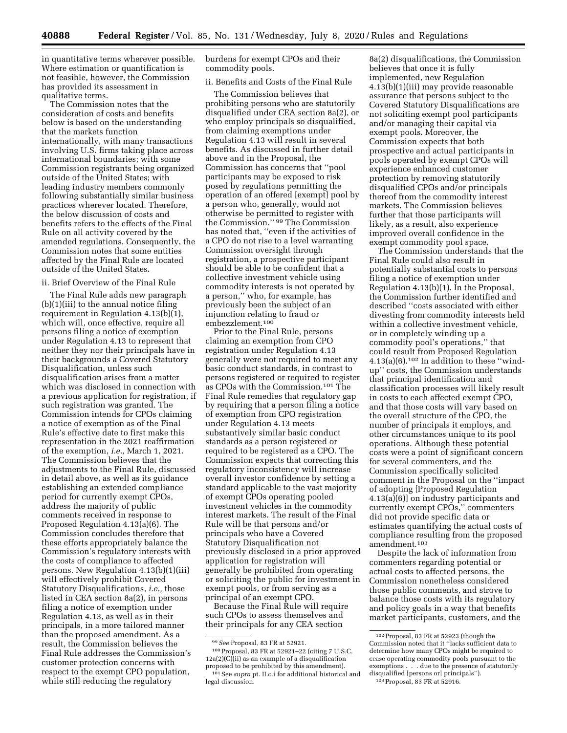in quantitative terms wherever possible. Where estimation or quantification is not feasible, however, the Commission has provided its assessment in qualitative terms.

The Commission notes that the consideration of costs and benefits below is based on the understanding that the markets function internationally, with many transactions involving U.S. firms taking place across international boundaries; with some Commission registrants being organized outside of the United States; with leading industry members commonly following substantially similar business practices wherever located. Therefore, the below discussion of costs and benefits refers to the effects of the Final Rule on all activity covered by the amended regulations. Consequently, the Commission notes that some entities affected by the Final Rule are located outside of the United States.

ii. Brief Overview of the Final Rule

The Final Rule adds new paragraph (b)(1)(iii) to the annual notice filing requirement in Regulation 4.13(b)(1), which will, once effective, require all persons filing a notice of exemption under Regulation 4.13 to represent that neither they nor their principals have in their backgrounds a Covered Statutory Disqualification, unless such disqualification arises from a matter which was disclosed in connection with a previous application for registration, if such registration was granted. The Commission intends for CPOs claiming a notice of exemption as of the Final Rule's effective date to first make this representation in the 2021 reaffirmation of the exemption, *i.e.,* March 1, 2021. The Commission believes that the adjustments to the Final Rule, discussed in detail above, as well as its guidance establishing an extended compliance period for currently exempt CPOs, address the majority of public comments received in response to Proposed Regulation 4.13(a)(6). The Commission concludes therefore that these efforts appropriately balance the Commission's regulatory interests with the costs of compliance to affected persons. New Regulation 4.13(b)(1)(iii) will effectively prohibit Covered Statutory Disqualifications, *i.e.,* those listed in CEA section 8a(2), in persons filing a notice of exemption under Regulation 4.13, as well as in their principals, in a more tailored manner than the proposed amendment. As a result, the Commission believes the Final Rule addresses the Commission's customer protection concerns with respect to the exempt CPO population, while still reducing the regulatory burdens for exempt CPOs and their commodity pools.

ii. Benefits and Costs of the Final Rule

The Commission believes that prohibiting persons who are statutorily disqualified under CEA section 8a(2), or who employ principals so disqualified, from claiming exemptions under Regulation 4.13 will result in several benefits. As discussed in further detail above and in the Proposal, the Commission has concerns that "pool participants may be exposed to risk posed by regulations permitting the operation of an offered [exempt] pool by a person who, generally, would not otherwise be permitted to register with the Commission." [99] The Commission has noted that, "even if the activities of a CPO do not rise to a level warranting Commission oversight through registration, a prospective participant should be able to be confident that a collective investment vehicle using commodity interests is not operated by a person," who, for example, has previously been the subject of an injunction relating to fraud or embezzlement.[100]

Prior to the Final Rule, persons claiming an exemption from CPO registration under Regulation 4.13 generally were not required to meet any basic conduct standards, in contrast to persons registered or required to register as CPOs with the Commission.[101] The Final Rule remedies that regulatory gap by requiring that a person filing a notice of exemption from CPO registration under Regulation 4.13 meets substantively similar basic conduct standards as a person registered or required to be registered as a CPO. The Commission expects that correcting this regulatory inconsistency will increase overall investor confidence by setting a standard applicable to the vast majority of exempt CPOs operating pooled investment vehicles in the commodity interest markets. The result of the Final Rule will be that persons and/or principals who have a Covered Statutory Disqualification not previously disclosed in a prior approved application for registration will generally be prohibited from operating or soliciting the public for investment in exempt pools, or from serving as a principal of an exempt CPO.

Because the Final Rule will require such CPOs to assess themselves and their principals for any CEA section 8a(2) disqualifications, the Commission believes that once it is fully implemented, new Regulation 4.13(b)(1)(iii) may provide reasonable assurance that persons subject to the Covered Statutory Disqualifications are not soliciting exempt pool participants and/or managing their capital via exempt pools. Moreover, the Commission expects that both prospective and actual participants in pools operated by exempt CPOs will experience enhanced customer protection by removing statutorily disqualified CPOs and/or principals thereof from the commodity interest markets. The Commission believes further that those participants will likely, as a result, also experience improved overall confidence in the exempt commodity pool space.

The Commission understands that the Final Rule could also result in potentially substantial costs to persons filing a notice of exemption under Regulation 4.13(b)(1). In the Proposal, the Commission further identified and described "costs associated with either divesting from commodity interests held within a collective investment vehicle, or in completely winding up a commodity pool's operations," that could result from Proposed Regulation 4.13(a)(6).[102] In addition to these "wind-up" costs, the Commission understands that principal identification and classification processes will likely result in costs to each affected exempt CPO, and that those costs will vary based on the overall structure of the CPO, the number of principals it employs, and other circumstances unique to its pool operations. Although these potential costs were a point of significant concern for several commenters, and the Commission specifically solicited comment in the Proposal on the "impact of adopting [Proposed Regulation 4.13(a)(6)] on industry participants and currently exempt CPOs," commenters did not provide specific data or estimates quantifying the actual costs of compliance resulting from the proposed amendment.[103]

Despite the lack of information from commenters regarding potential or actual costs to affected persons, the Commission nonetheless considered those public comments, and strove to balance those costs with its regulatory and policy goals in a way that benefits market participants, customers, and the

---

[99] *See* Proposal, 83 FR at 52921.

[100] Proposal, 83 FR at 52921–22 (citing 7 U.S.C. 12a(2)(C)(ii) as an example of a disqualification proposed to be prohibited by this amendment).

[101] See *supra* pt. II.c.i for additional historical and legal discussion.

[102] Proposal, 83 FR at 52923 (though the Commission noted that it "lacks sufficient data to determine how many CPOs might be required to cease operating commodity pools pursuant to the exemptions . . . due to the presence of statutorily disqualified [persons or] principals").

[103] Proposal, 83 FR at 52916.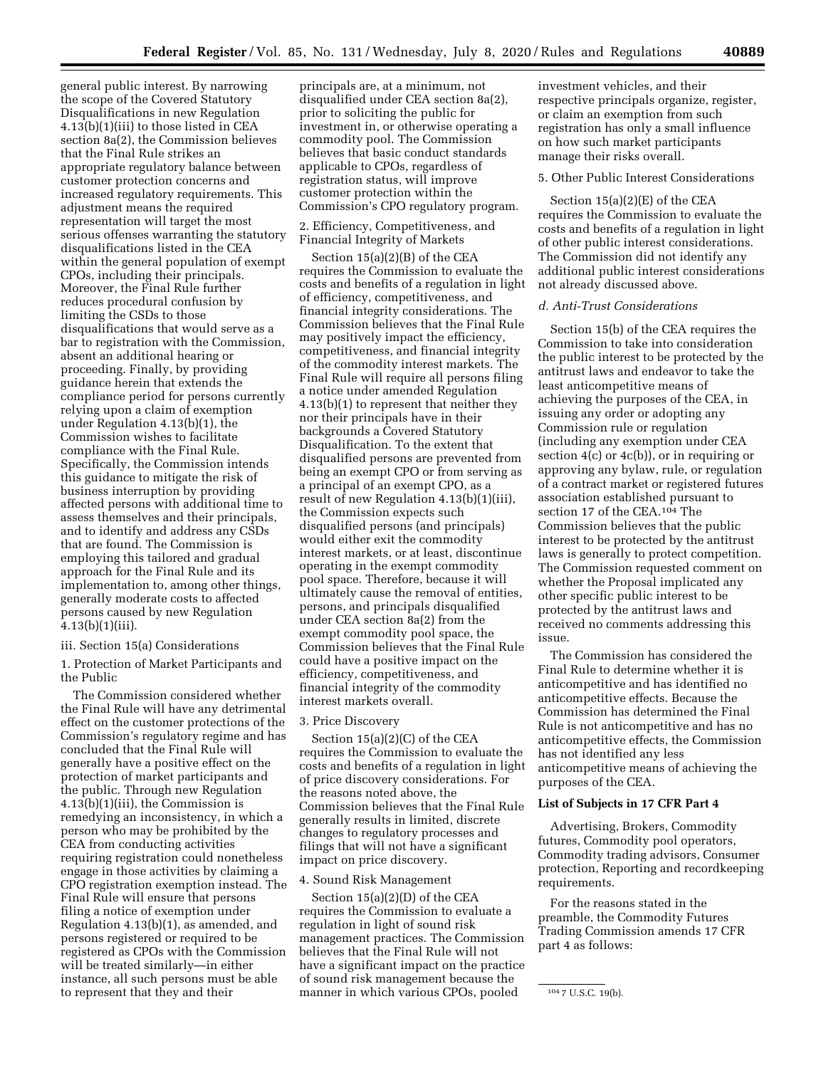general public interest. By narrowing the scope of the Covered Statutory Disqualifications in new Regulation 4.13(b)(1)(iii) to those listed in CEA section 8a(2), the Commission believes that the Final Rule strikes an appropriate regulatory balance between customer protection concerns and increased regulatory requirements. This adjustment means the required representation will target the most serious offenses warranting the statutory disqualifications listed in the CEA within the general population of exempt CPOs, including their principals. Moreover, the Final Rule further reduces procedural confusion by limiting the CSDs to those disqualifications that would serve as a bar to registration with the Commission, absent an additional hearing or proceeding. Finally, by providing guidance herein that extends the compliance period for persons currently relying upon a claim of exemption under Regulation 4.13(b)(1), the Commission wishes to facilitate compliance with the Final Rule. Specifically, the Commission intends this guidance to mitigate the risk of business interruption by providing affected persons with additional time to assess themselves and their principals, and to identify and address any CSDs that are found. The Commission is employing this tailored and gradual approach for the Final Rule and its implementation to, among other things, generally moderate costs to affected persons caused by new Regulation 4.13(b)(1)(iii).

iii. Section 15(a) Considerations

1. Protection of Market Participants and the Public

The Commission considered whether the Final Rule will have any detrimental effect on the customer protections of the Commission's regulatory regime and has concluded that the Final Rule will generally have a positive effect on the protection of market participants and the public. Through new Regulation 4.13(b)(1)(iii), the Commission is remedying an inconsistency, in which a person who may be prohibited by the CEA from conducting activities requiring registration could nonetheless engage in those activities by claiming a CPO registration exemption instead. The Final Rule will ensure that persons filing a notice of exemption under Regulation 4.13(b)(1), as amended, and persons registered or required to be registered as CPOs with the Commission will be treated similarly—in either instance, all such persons must be able to represent that they and their principals are, at a minimum, not disqualified under CEA section 8a(2), prior to soliciting the public for investment in, or otherwise operating a commodity pool. The Commission believes that basic conduct standards applicable to CPOs, regardless of registration status, will improve customer protection within the Commission's CPO regulatory program.

2. Efficiency, Competitiveness, and Financial Integrity of Markets

Section 15(a)(2)(B) of the CEA requires the Commission to evaluate the costs and benefits of a regulation in light of efficiency, competitiveness, and financial integrity considerations. The Commission believes that the Final Rule may positively impact the efficiency, competitiveness, and financial integrity of the commodity interest markets. The Final Rule will require all persons filing a notice under amended Regulation 4.13(b)(1) to represent that neither they nor their principals have in their backgrounds a Covered Statutory Disqualification. To the extent that disqualified persons are prevented from being an exempt CPO or from serving as a principal of an exempt CPO, as a result of new Regulation 4.13(b)(1)(iii), the Commission expects such disqualified persons (and principals) would either exit the commodity interest markets, or at least, discontinue operating in the exempt commodity pool space. Therefore, because it will ultimately cause the removal of entities, persons, and principals disqualified under CEA section 8a(2) from the exempt commodity pool space, the Commission believes that the Final Rule could have a positive impact on the efficiency, competitiveness, and financial integrity of the commodity interest markets overall.

3. Price Discovery

Section 15(a)(2)(C) of the CEA requires the Commission to evaluate the costs and benefits of a regulation in light of price discovery considerations. For the reasons noted above, the Commission believes that the Final Rule generally results in limited, discrete changes to regulatory processes and filings that will not have a significant impact on price discovery.

4. Sound Risk Management

Section 15(a)(2)(D) of the CEA requires the Commission to evaluate a regulation in light of sound risk management practices. The Commission believes that the Final Rule will not have a significant impact on the practice of sound risk management because the manner in which various CPOs, pooled investment vehicles, and their respective principals organize, register, or claim an exemption from such registration has only a small influence on how such market participants manage their risks overall.

5. Other Public Interest Considerations

Section 15(a)(2)(E) of the CEA requires the Commission to evaluate the costs and benefits of a regulation in light of other public interest considerations. The Commission did not identify any additional public interest considerations not already discussed above.

*d. Anti-Trust Considerations*

Section 15(b) of the CEA requires the Commission to take into consideration the public interest to be protected by the antitrust laws and endeavor to take the least anticompetitive means of achieving the purposes of the CEA, in issuing any order or adopting any Commission rule or regulation (including any exemption under CEA section 4(c) or 4c(b)), or in requiring or approving any bylaw, rule, or regulation of a contract market or registered futures association established pursuant to section 17 of the CEA.[104] The Commission believes that the public interest to be protected by the antitrust laws is generally to protect competition. The Commission requested comment on whether the Proposal implicated any other specific public interest to be protected by the antitrust laws and received no comments addressing this issue.

The Commission has considered the Final Rule to determine whether it is anticompetitive and has identified no anticompetitive effects. Because the Commission has determined the Final Rule is not anticompetitive and has no anticompetitive effects, the Commission has not identified any less anticompetitive means of achieving the purposes of the CEA.

**List of Subjects in 17 CFR Part 4**

Advertising, Brokers, Commodity futures, Commodity pool operators, Commodity trading advisors, Consumer protection, Reporting and recordkeeping requirements.

For the reasons stated in the preamble, the Commodity Futures Trading Commission amends 17 CFR part 4 as follows:

---

[104] 7 U.S.C. 19(b).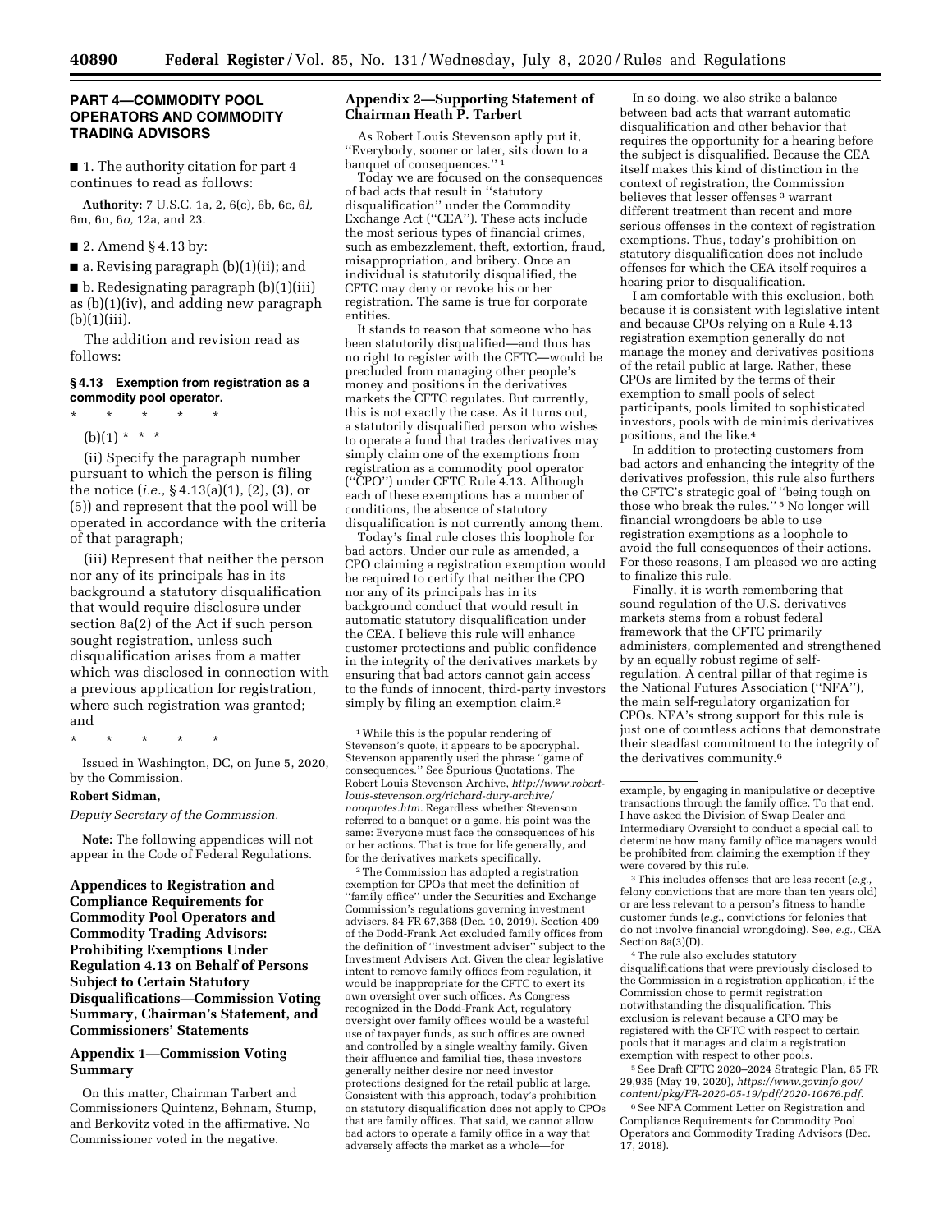## PART 4—COMMODITY POOL OPERATORS AND COMMODITY TRADING ADVISORS

■ 1. The authority citation for part 4 continues to read as follows:

**Authority:** 7 U.S.C. 1a, 2, 6(c), 6b, 6c, 6*l*, 6m, 6n, 6*o*, 12a, and 23.

■ 2. Amend § 4.13 by:

■ a. Revising paragraph (b)(1)(ii); and

■ b. Redesignating paragraph (b)(1)(iii) as (b)(1)(iv), and adding new paragraph (b)(1)(iii).

The addition and revision read as follows:

### § 4.13 Exemption from registration as a commodity pool operator.

\* \* \* \* \*

(b)(1) \* \* \*

(ii) Specify the paragraph number pursuant to which the person is filing the notice (*i.e.,* § 4.13(a)(1), (2), (3), or (5)) and represent that the pool will be operated in accordance with the criteria of that paragraph;

(iii) Represent that neither the person nor any of its principals has in its background a statutory disqualification that would require disclosure under section 8a(2) of the Act if such person sought registration, unless such disqualification arises from a matter which was disclosed in connection with a previous application for registration, where such registration was granted; and

\* \* \* \* \*

Issued in Washington, DC, on June 5, 2020, by the Commission.

**Robert Sidman,**

*Deputy Secretary of the Commission.*

**Note:** The following appendices will not appear in the Code of Federal Regulations.

## Appendices to Registration and Compliance Requirements for Commodity Pool Operators and Commodity Trading Advisors: Prohibiting Exemptions Under Regulation 4.13 on Behalf of Persons Subject to Certain Statutory Disqualifications—Commission Voting Summary, Chairman's Statement, and Commissioners' Statements

### Appendix 1—Commission Voting Summary

On this matter, Chairman Tarbert and Commissioners Quintenz, Behnam, Stump, and Berkovitz voted in the affirmative. No Commissioner voted in the negative.

### Appendix 2—Supporting Statement of Chairman Heath P. Tarbert

As Robert Louis Stevenson aptly put it, "Everybody, sooner or later, sits down to a banquet of consequences." [1]

Today we are focused on the consequences of bad acts that result in "statutory disqualification" under the Commodity Exchange Act ("CEA"). These acts include the most serious types of financial crimes, such as embezzlement, theft, extortion, fraud, misappropriation, and bribery. Once an individual is statutorily disqualified, the CFTC may deny or revoke his or her registration. The same is true for corporate entities.

It stands to reason that someone who has been statutorily disqualified—and thus has no right to register with the CFTC—would be precluded from managing other people's money and positions in the derivatives markets the CFTC regulates. But currently, this is not exactly the case. As it turns out, a statutorily disqualified person who wishes to operate a fund that trades derivatives may simply claim one of the exemptions from registration as a commodity pool operator ("CPO") under CFTC Rule 4.13. Although each of these exemptions has a number of conditions, the absence of statutory disqualification is not currently among them.

Today's final rule closes this loophole for bad actors. Under our rule as amended, a CPO claiming a registration exemption would be required to certify that neither the CPO nor any of its principals has in its background conduct that would result in automatic statutory disqualification under the CEA. I believe this rule will enhance customer protections and public confidence in the integrity of the derivatives markets by ensuring that bad actors cannot gain access to the funds of innocent, third-party investors simply by filing an exemption claim.[2]

In so doing, we also strike a balance between bad acts that warrant automatic disqualification and other behavior that requires the opportunity for a hearing before the subject is disqualified. Because the CEA itself makes this kind of distinction in the context of registration, the Commission believes that lesser offenses [3] warrant different treatment than recent and more serious offenses in the context of registration exemptions. Thus, today's prohibition on statutory disqualification does not include offenses for which the CEA itself requires a hearing prior to disqualification.

I am comfortable with this exclusion, both because it is consistent with legislative intent and because CPOs relying on a Rule 4.13 registration exemption generally do not manage the money and derivatives positions of the retail public at large. Rather, these CPOs are limited by the terms of their exemption to small pools of select participants, pools limited to sophisticated investors, pools with de minimis derivatives positions, and the like.[4]

In addition to protecting customers from bad actors and enhancing the integrity of the derivatives profession, this rule also furthers the CFTC's strategic goal of "being tough on those who break the rules." [5] No longer will financial wrongdoers be able to use registration exemptions as a loophole to avoid the full consequences of their actions. For these reasons, I am pleased we are acting to finalize this rule.

Finally, it is worth remembering that sound regulation of the U.S. derivatives markets stems from a robust federal framework that the CFTC primarily administers, complemented and strengthened by an equally robust regime of self-regulation. A central pillar of that regime is the National Futures Association ("NFA"), the main self-regulatory organization for CPOs. NFA's strong support for this rule is just one of countless actions that demonstrate their steadfast commitment to the integrity of the derivatives community.[6]

---

[1] While this is the popular rendering of Stevenson's quote, it appears to be apocryphal. Stevenson apparently used the phrase "game of consequences." See Spurious Quotations, The Robert Louis Stevenson Archive, *http://www.robert-louis-stevenson.org/richard-dury-archive/nonquotes.htm.* Regardless whether Stevenson referred to a banquet or a game, his point was the same: Everyone must face the consequences of his or her actions. That is true for life generally, and for the derivatives markets specifically.

[2] The Commission has adopted a registration exemption for CPOs that meet the definition of "family office" under the Securities and Exchange Commission's regulations governing investment advisers. 84 FR 67,368 (Dec. 10, 2019). Section 409 of the Dodd-Frank Act excluded family offices from the definition of "investment adviser" subject to the Investment Advisers Act. Given the clear legislative intent to remove family offices from regulation, it would be inappropriate for the CFTC to exert its own oversight over such offices. As Congress recognized in the Dodd-Frank Act, regulatory oversight over family offices would be a wasteful use of taxpayer funds, as such offices are owned and controlled by a single wealthy family. Given their affluence and familial ties, these investors generally neither desire nor need investor protections designed for the retail public at large. Consistent with this approach, today's prohibition on statutory disqualification does not apply to CPOs that are family offices. That said, we cannot allow bad actors to operate a family office in a way that adversely affects the market as a whole—for example, by engaging in manipulative or deceptive transactions through the family office. To that end, I have asked the Division of Swap Dealer and Intermediary Oversight to conduct a special call to determine how many family office managers would be prohibited from claiming the exemption if they were covered by this rule.

[3] This includes offenses that are less recent (*e.g.,* felony convictions that are more than ten years old) or are less relevant to a person's fitness to handle customer funds (*e.g.,* convictions for felonies that do not involve financial wrongdoing). See, *e.g.,* CEA Section 8a(3)(D).

[4] The rule also excludes statutory disqualifications that were previously disclosed to the Commission in a registration application, if the Commission chose to permit registration notwithstanding the disqualification. This exclusion is relevant because a CPO may be registered with the CFTC with respect to certain pools that it manages and claim a registration exemption with respect to other pools.

[5] See Draft CFTC 2020–2024 Strategic Plan, 85 FR 29,935 (May 19, 2020), *https://www.govinfo.gov/content/pkg/FR-2020-05-19/pdf/2020-10676.pdf.*

[6] See NFA Comment Letter on Registration and Compliance Requirements for Commodity Pool Operators and Commodity Trading Advisors (Dec. 17, 2018).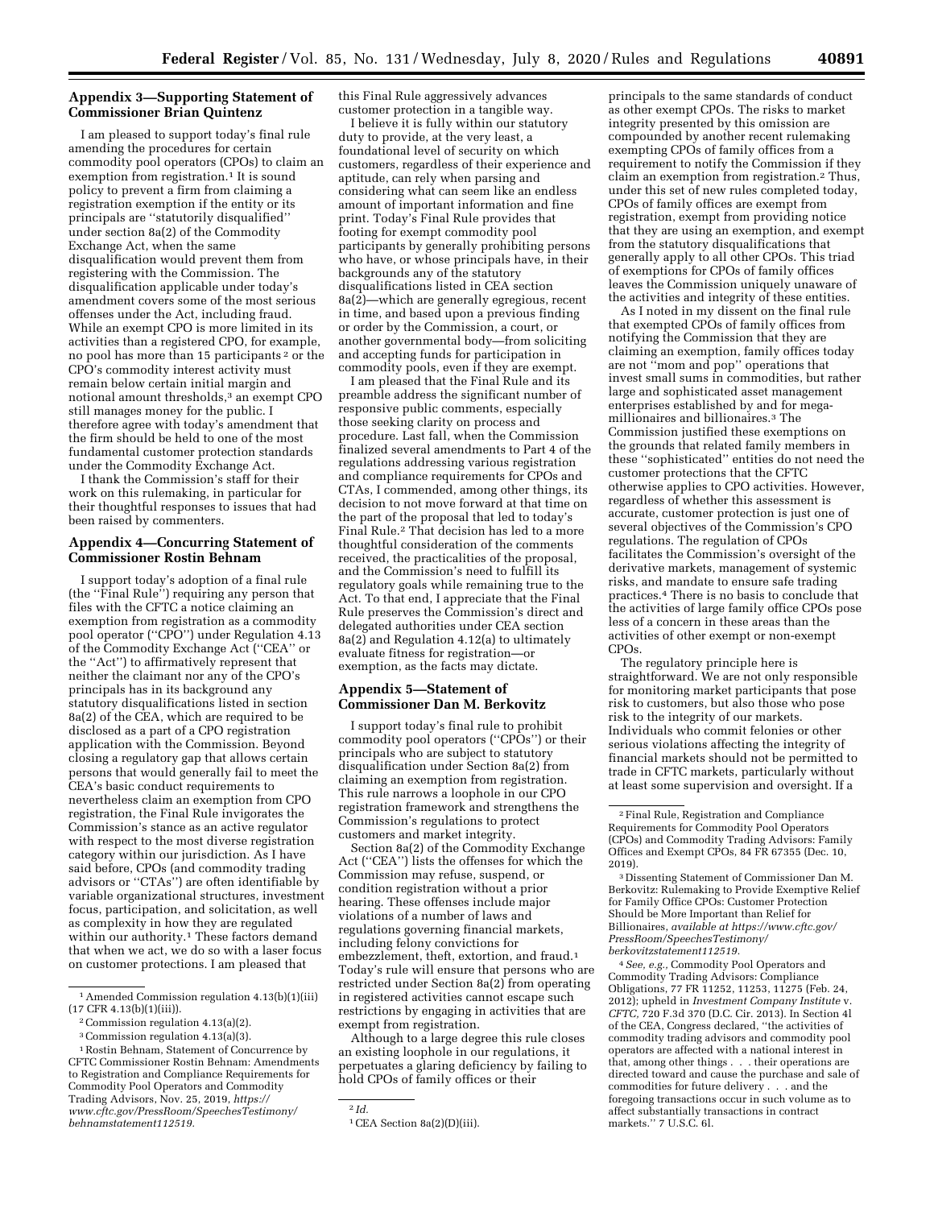## Appendix 3—Supporting Statement of Commissioner Brian Quintenz

I am pleased to support today's final rule amending the procedures for certain commodity pool operators (CPOs) to claim an exemption from registration.[1] It is sound policy to prevent a firm from claiming a registration exemption if the entity or its principals are "statutorily disqualified" under section 8a(2) of the Commodity Exchange Act, when the same disqualification would prevent them from registering with the Commission. The disqualification applicable under today's amendment covers some of the most serious offenses under the Act, including fraud. While an exempt CPO is more limited in its activities than a registered CPO, for example, no pool has more than 15 participants[2] or the CPO's commodity interest activity must remain below certain initial margin and notional amount thresholds,[3] an exempt CPO still manages money for the public. I therefore agree with today's amendment that the firm should be held to one of the most fundamental customer protection standards under the Commodity Exchange Act.

I thank the Commission's staff for their work on this rulemaking, in particular for their thoughtful responses to issues that had been raised by commenters.

[1] Amended Commission regulation 4.13(b)(1)(iii) (17 CFR 4.13(b)(1)(iii)).

[2] Commission regulation 4.13(a)(2).

[3] Commission regulation 4.13(a)(3).

## Appendix 4—Concurring Statement of Commissioner Rostin Behnam

I support today's adoption of a final rule (the "Final Rule") requiring any person that files with the CFTC a notice claiming an exemption from registration as a commodity pool operator ("CPO") under Regulation 4.13 of the Commodity Exchange Act ("CEA" or the "Act") to affirmatively represent that neither the claimant nor any of the CPO's principals has in its background any statutory disqualifications listed in section 8a(2) of the CEA, which are required to be disclosed as a part of a CPO registration application with the Commission. Beyond closing a regulatory gap that allows certain persons that would generally fail to meet the CEA's basic conduct requirements to nevertheless claim an exemption from CPO registration, the Final Rule invigorates the Commission's stance as an active regulator with respect to the most diverse registration category within our jurisdiction. As I have said before, CPOs (and commodity trading advisors or "CTAs") are often identifiable by variable organizational structures, investment focus, participation, and solicitation, as well as complexity in how they are regulated within our authority.[1] These factors demand that when we act, we do so with a laser focus on customer protections. I am pleased that this Final Rule aggressively advances customer protection in a tangible way.

I believe it is fully within our statutory duty to provide, at the very least, a foundational level of security on which customers, regardless of their experience and aptitude, can rely when parsing and considering what can seem like an endless amount of important information and fine print. Today's Final Rule provides that footing for exempt commodity pool participants by generally prohibiting persons who have, or whose principals have, in their backgrounds any of the statutory disqualifications listed in CEA section 8a(2)—which are generally egregious, recent in time, and based upon a previous finding or order by the Commission, a court, or another governmental body—from soliciting and accepting funds for participation in commodity pools, even if they are exempt.

I am pleased that the Final Rule and its preamble address the significant number of responsive public comments, especially those seeking clarity on process and procedure. Last fall, when the Commission finalized several amendments to Part 4 of the regulations addressing various registration and compliance requirements for CPOs and CTAs, I commended, among other things, its decision to not move forward at that time on the part of the proposal that led to today's Final Rule.[2] That decision has led to a more thoughtful consideration of the comments received, the practicalities of the proposal, and the Commission's need to fulfill its regulatory goals while remaining true to the Act. To that end, I appreciate that the Final Rule preserves the Commission's direct and delegated authorities under CEA section 8a(2) and Regulation 4.12(a) to ultimately evaluate fitness for registration—or exemption, as the facts may dictate.

[1] Rostin Behnam, Statement of Concurrence by CFTC Commissioner Rostin Behnam: Amendments to Registration and Compliance Requirements for Commodity Pool Operators and Commodity Trading Advisors, Nov. 25, 2019, *https://www.cftc.gov/PressRoom/SpeechesTestimony/behnamstatement112519.*

[2] *Id.*

## Appendix 5—Statement of Commissioner Dan M. Berkovitz

I support today's final rule to prohibit commodity pool operators ("CPOs") or their principals who are subject to statutory disqualification under Section 8a(2) from claiming an exemption from registration. This rule narrows a loophole in our CPO registration framework and strengthens the Commission's regulations to protect customers and market integrity.

Section 8a(2) of the Commodity Exchange Act ("CEA") lists the offenses for which the Commission may refuse, suspend, or condition registration without a prior hearing. These offenses include major violations of a number of laws and regulations governing financial markets, including felony convictions for embezzlement, theft, extortion, and fraud.[1] Today's rule will ensure that persons who are restricted under Section 8a(2) from operating in registered activities cannot escape such restrictions by engaging in activities that are exempt from registration.

Although to a large degree this rule closes an existing loophole in our regulations, it perpetuates a glaring deficiency by failing to hold CPOs of family offices or their principals to the same standards of conduct as other exempt CPOs. The risks to market integrity presented by this omission are compounded by another recent rulemaking exempting CPOs of family offices from a requirement to notify the Commission if they claim an exemption from registration.[2] Thus, under this set of new rules completed today, CPOs of family offices are exempt from registration, exempt from providing notice that they are using an exemption, and exempt from the statutory disqualifications that generally apply to all other CPOs. This triad of exemptions for CPOs of family offices leaves the Commission uniquely unaware of the activities and integrity of these entities.

As I noted in my dissent on the final rule that exempted CPOs of family offices from notifying the Commission that they are claiming an exemption, family offices today are not "mom and pop" operations that invest small sums in commodities, but rather large and sophisticated asset management enterprises established by and for mega-millionaires and billionaires.[3] The Commission justified these exemptions on the grounds that related family members in these "sophisticated" entities do not need the customer protections that the CFTC otherwise applies to CPO activities. However, regardless of whether this assessment is accurate, customer protection is just one of several objectives of the Commission's CPO regulations. The regulation of CPOs facilitates the Commission's oversight of the derivative markets, management of systemic risks, and mandate to ensure safe trading practices.[4] There is no basis to conclude that the activities of large family office CPOs pose less of a concern in these areas than the activities of other exempt or non-exempt CPOs.

The regulatory principle here is straightforward. We are not only responsible for monitoring market participants that pose risk to customers, but also those who pose risk to the integrity of our markets. Individuals who commit felonies or other serious violations affecting the integrity of financial markets should not be permitted to trade in CFTC markets, particularly without at least some supervision and oversight. If a

[1] CEA Section 8a(2)(D)(iii).

[2] Final Rule, Registration and Compliance Requirements for Commodity Pool Operators (CPOs) and Commodity Trading Advisors: Family Offices and Exempt CPOs, 84 FR 67355 (Dec. 10, 2019).

[3] Dissenting Statement of Commissioner Dan M. Berkovitz: Rulemaking to Provide Exemptive Relief for Family Office CPOs: Customer Protection Should be More Important than Relief for Billionaires, *available at https://www.cftc.gov/PressRoom/SpeechesTestimony/berkovitzstatement112519.*

[4] *See, e.g.,* Commodity Pool Operators and Commodity Trading Advisors: Compliance Obligations, 77 FR 11252, 11253, 11275 (Feb. 24, 2012); upheld in *Investment Company Institute* v. *CFTC,* 720 F.3d 370 (D.C. Cir. 2013). In Section 4l of the CEA, Congress declared, "the activities of commodity trading advisors and commodity pool operators are affected with a national interest in that, among other things . . . their operations are directed toward and cause the purchase and sale of commodities for future delivery . . . and the foregoing transactions occur in such volume as to affect substantially transactions in contract markets." 7 U.S.C. 6l.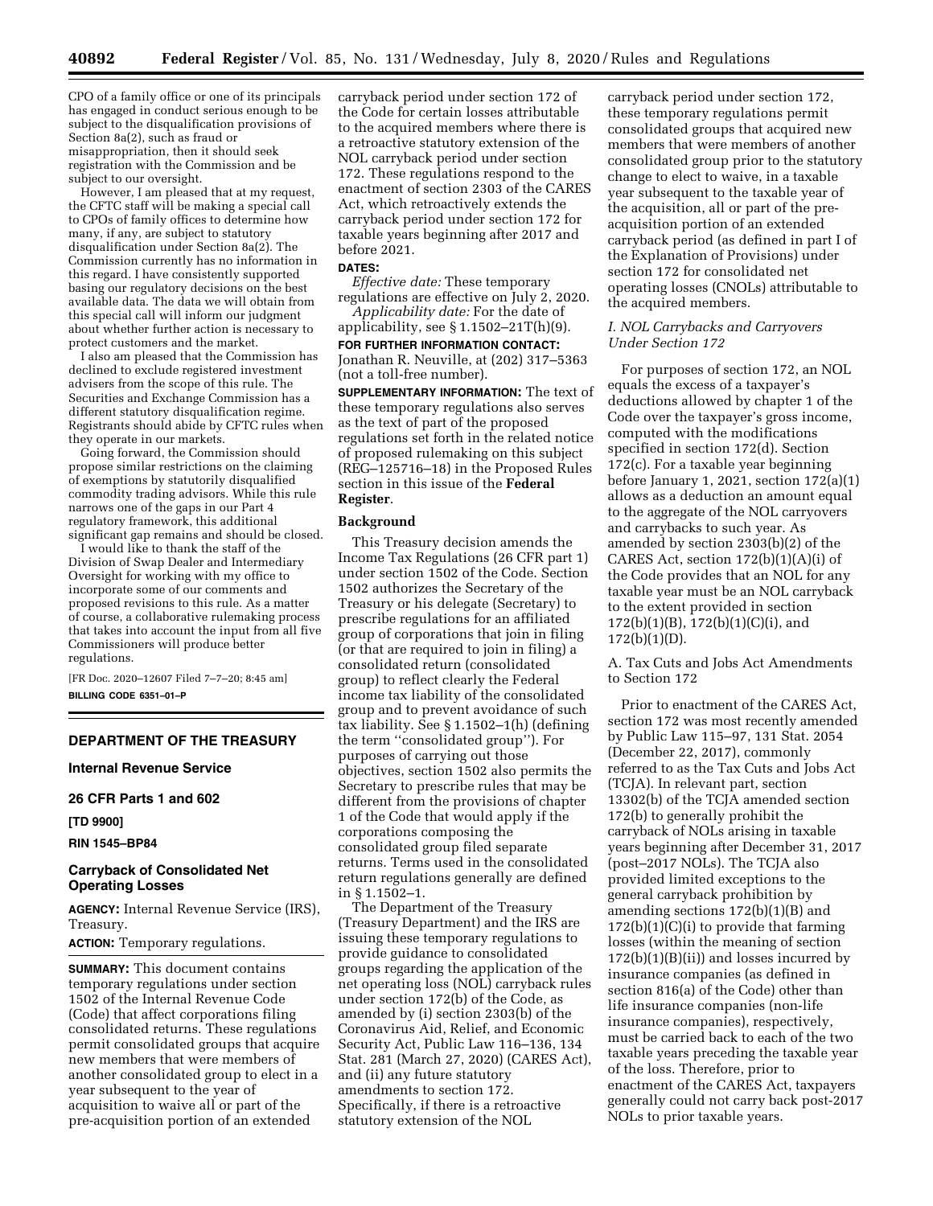CPO of a family office or one of its principals has engaged in conduct serious enough to be subject to the disqualification provisions of Section 8a(2), such as fraud or misappropriation, then it should seek registration with the Commission and be subject to our oversight.

However, I am pleased that at my request, the CFTC staff will be making a special call to CPOs of family offices to determine how many, if any, are subject to statutory disqualification under Section 8a(2). The Commission currently has no information in this regard. I have consistently supported basing our regulatory decisions on the best available data. The data we will obtain from this special call will inform our judgment about whether further action is necessary to protect customers and the market.

I also am pleased that the Commission has declined to exclude registered investment advisers from the scope of this rule. The Securities and Exchange Commission has a different statutory disqualification regime. Registrants should abide by CFTC rules when they operate in our markets.

Going forward, the Commission should propose similar restrictions on the claiming of exemptions by statutorily disqualified commodity trading advisors. While this rule narrows one of the gaps in our Part 4 regulatory framework, this additional significant gap remains and should be closed.

I would like to thank the staff of the Division of Swap Dealer and Intermediary Oversight for working with my office to incorporate some of our comments and proposed revisions to this rule. As a matter of course, a collaborative rulemaking process that takes into account the input from all five Commissioners will produce better regulations.

[FR Doc. 2020–12607 Filed 7–7–20; 8:45 am]

**BILLING CODE 6351–01–P**

## DEPARTMENT OF THE TREASURY

### Internal Revenue Service

### 26 CFR Parts 1 and 602

**[TD 9900]**

**RIN 1545–BP84**

### Carryback of Consolidated Net Operating Losses

**AGENCY:** Internal Revenue Service (IRS), Treasury.

**ACTION:** Temporary regulations.

**SUMMARY:** This document contains temporary regulations under section 1502 of the Internal Revenue Code (Code) that affect corporations filing consolidated returns. These regulations permit consolidated groups that acquire new members that were members of another consolidated group to elect in a year subsequent to the year of acquisition to waive all or part of the pre-acquisition portion of an extended carryback period under section 172 of the Code for certain losses attributable to the acquired members where there is a retroactive statutory extension of the NOL carryback period under section 172. These regulations respond to the enactment of section 2303 of the CARES Act, which retroactively extends the carryback period under section 172 for taxable years beginning after 2017 and before 2021.

**DATES:**

*Effective date:* These temporary regulations are effective on July 2, 2020.

*Applicability date:* For the date of applicability, see § 1.1502–21T(h)(9).

**FOR FURTHER INFORMATION CONTACT:** Jonathan R. Neuville, at (202) 317–5363 (not a toll-free number).

**SUPPLEMENTARY INFORMATION:** The text of these temporary regulations also serves as the text of part of the proposed regulations set forth in the related notice of proposed rulemaking on this subject (REG–125716–18) in the Proposed Rules section in this issue of the **Federal Register**.

### Background

This Treasury decision amends the Income Tax Regulations (26 CFR part 1) under section 1502 of the Code. Section 1502 authorizes the Secretary of the Treasury or his delegate (Secretary) to prescribe regulations for an affiliated group of corporations that join in filing (or that are required to join in filing) a consolidated return (consolidated group) to reflect clearly the Federal income tax liability of the consolidated group and to prevent avoidance of such tax liability. See § 1.1502–1(h) (defining the term "consolidated group"). For purposes of carrying out those objectives, section 1502 also permits the Secretary to prescribe rules that may be different from the provisions of chapter 1 of the Code that would apply if the corporations composing the consolidated group filed separate returns. Terms used in the consolidated return regulations generally are defined in § 1.1502–1.

The Department of the Treasury (Treasury Department) and the IRS are issuing these temporary regulations to provide guidance to consolidated groups regarding the application of the net operating loss (NOL) carryback rules under section 172(b) of the Code, as amended by (i) section 2303(b) of the Coronavirus Aid, Relief, and Economic Security Act, Public Law 116–136, 134 Stat. 281 (March 27, 2020) (CARES Act), and (ii) any future statutory amendments to section 172. Specifically, if there is a retroactive statutory extension of the NOL carryback period under section 172, these temporary regulations permit consolidated groups that acquired new members that were members of another consolidated group prior to the statutory change to elect to waive, in a taxable year subsequent to the taxable year of the acquisition, all or part of the pre-acquisition portion of an extended carryback period (as defined in part I of the Explanation of Provisions) under section 172 for consolidated net operating losses (CNOLs) attributable to the acquired members.

*I. NOL Carrybacks and Carryovers Under Section 172*

For purposes of section 172, an NOL equals the excess of a taxpayer's deductions allowed by chapter 1 of the Code over the taxpayer's gross income, computed with the modifications specified in section 172(d). Section 172(c). For a taxable year beginning before January 1, 2021, section 172(a)(1) allows as a deduction an amount equal to the aggregate of the NOL carryovers and carrybacks to such year. As amended by section 2303(b)(2) of the CARES Act, section 172(b)(1)(A)(i) of the Code provides that an NOL for any taxable year must be an NOL carryback to the extent provided in section 172(b)(1)(B), 172(b)(1)(C)(i), and 172(b)(1)(D).

A. Tax Cuts and Jobs Act Amendments to Section 172

Prior to enactment of the CARES Act, section 172 was most recently amended by Public Law 115–97, 131 Stat. 2054 (December 22, 2017), commonly referred to as the Tax Cuts and Jobs Act (TCJA). In relevant part, section 13302(b) of the TCJA amended section 172(b) to generally prohibit the carryback of NOLs arising in taxable years beginning after December 31, 2017 (post–2017 NOLs). The TCJA also provided limited exceptions to the general carryback prohibition by amending sections 172(b)(1)(B) and 172(b)(1)(C)(i) to provide that farming losses (within the meaning of section 172(b)(1)(B)(ii)) and losses incurred by insurance companies (as defined in section 816(a) of the Code) other than life insurance companies (non-life insurance companies), respectively, must be carried back to each of the two taxable years preceding the taxable year of the loss. Therefore, prior to enactment of the CARES Act, taxpayers generally could not carry back post-2017 NOLs to prior taxable years.